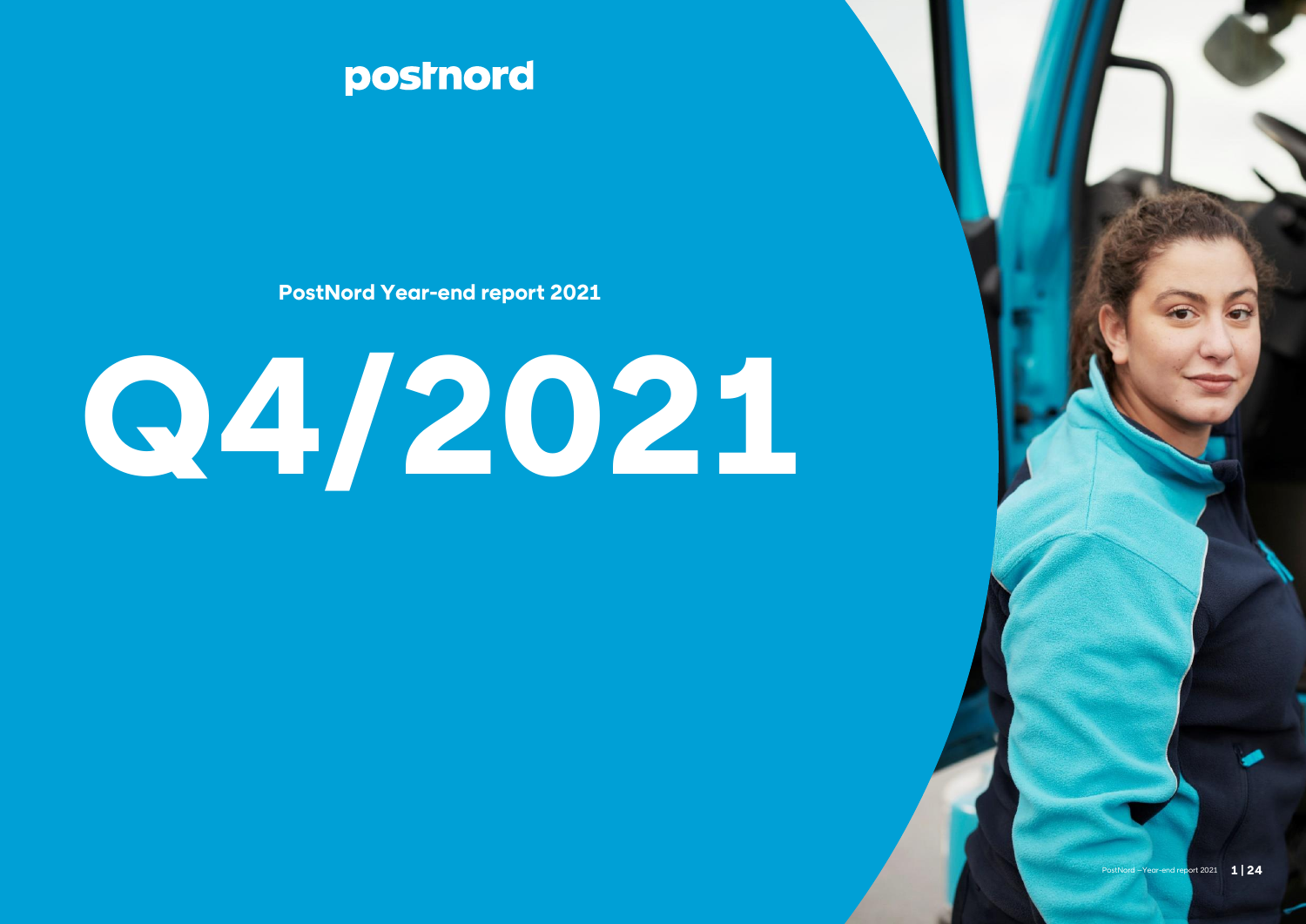postnord

**PostNord Year-end report 2021**

# Q4/2021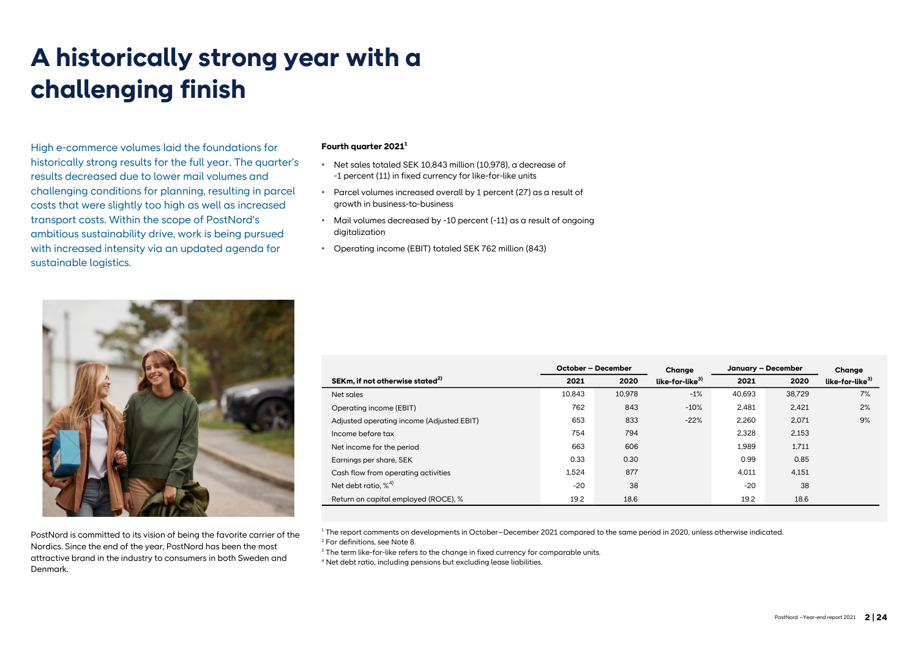# A historically strong year with a challenging finish

High e-commerce volumes laid the foundations for historically strong results for the full year. The quarter's results decreased due to lower mail volumes and challenging conditions for planning, resulting in parcel costs that were slightly too high as well as increased transport costs. Within the scope of PostNord's ambitious sustainability drive, work is being pursued with increased intensity via an updated agenda for sustainable logistics.

PostNord is committed to its vision of being the favorite carrier of the Nordics. Since the end of the year, PostNord has been the most attractive brand in the industry to consumers in both Sweden and Denmark.

**Fourth quarter 2021[1]**

- Net sales totaled SEK 10,843 million (10,978), a decrease of -1 percent (11) in fixed currency for like-for-like units
- Parcel volumes increased overall by 1 percent (27) as a result of growth in business-to-business
- Mail volumes decreased by -10 percent (-11) as a result of ongoing digitalization
- Operating income (EBIT) totaled SEK 762 million (843)

| SEKm, if not otherwise stated[2] | October – December | | Change | January – December | | Change |
|---|---|---|---|---|---|---|
| | 2021 | 2020 | like-for-like[3] | 2021 | 2020 | like-for-like[3] |
| Net sales | 10,843 | 10,978 | -1% | 40,693 | 38,729 | 7% |
| Operating income (EBIT) | 762 | 843 | -10% | 2,481 | 2,421 | 2% |
| Adjusted operating income (Adjusted EBIT) | 653 | 833 | -22% | 2,260 | 2,071 | 9% |
| Income before tax | 754 | 794 | | 2,328 | 2,153 | |
| Net income for the period | 663 | 606 | | 1,989 | 1,711 | |
| Earnings per share, SEK | 0.33 | 0.30 | | 0.99 | 0.85 | |
| Cash flow from operating activities | 1,524 | 877 | | 4,011 | 4,151 | |
| Net debt ratio, %[4] | -20 | 38 | | -20 | 38 | |
| Return on capital employed (ROCE), % | 19.2 | 18.6 | | 19.2 | 18.6 | |

[1] The report comments on developments in October–December 2021 compared to the same period in 2020, unless otherwise indicated.
[2] For definitions, see Note 8.
[3] The term like-for-like refers to the change in fixed currency for comparable units.
[4] Net debt ratio, including pensions but excluding lease liabilities.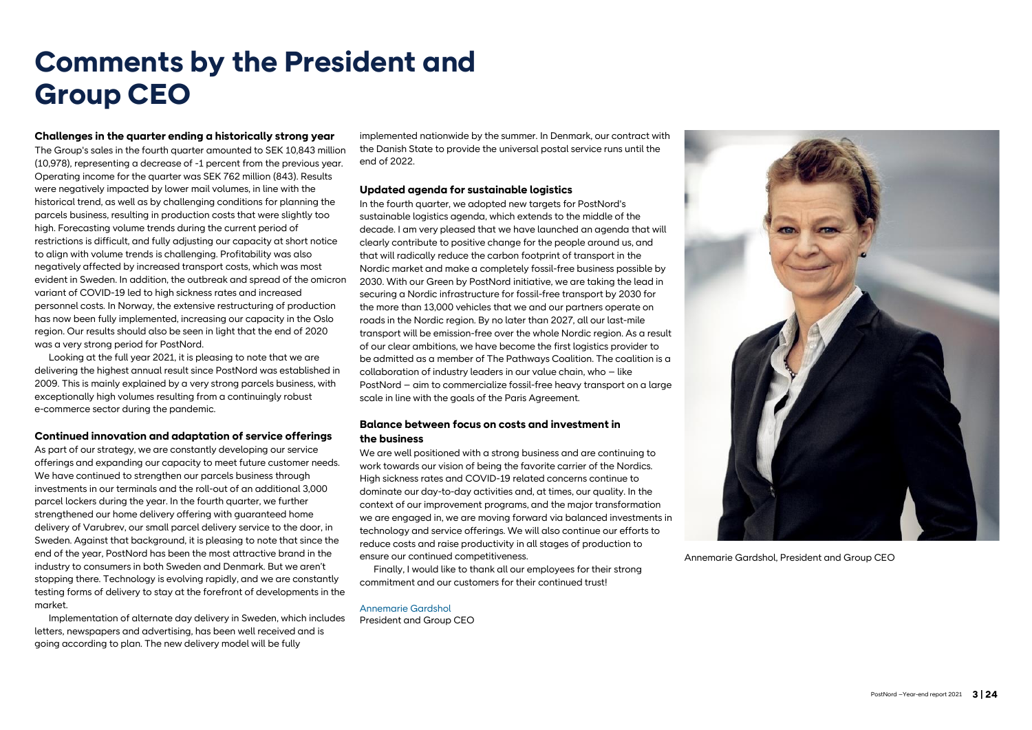# Comments by the President and Group CEO

### Challenges in the quarter ending a historically strong year

The Group's sales in the fourth quarter amounted to SEK 10,843 million (10,978), representing a decrease of -1 percent from the previous year. Operating income for the quarter was SEK 762 million (843). Results were negatively impacted by lower mail volumes, in line with the historical trend, as well as by challenging conditions for planning the parcels business, resulting in production costs that were slightly too high. Forecasting volume trends during the current period of restrictions is difficult, and fully adjusting our capacity at short notice to align with volume trends is challenging. Profitability was also negatively affected by increased transport costs, which was most evident in Sweden. In addition, the outbreak and spread of the omicron variant of COVID-19 led to high sickness rates and increased personnel costs. In Norway, the extensive restructuring of production has now been fully implemented, increasing our capacity in the Oslo region. Our results should also be seen in light that the end of 2020 was a very strong period for PostNord.

Looking at the full year 2021, it is pleasing to note that we are delivering the highest annual result since PostNord was established in 2009. This is mainly explained by a very strong parcels business, with exceptionally high volumes resulting from a continuingly robust e-commerce sector during the pandemic.

### Continued innovation and adaptation of service offerings

As part of our strategy, we are constantly developing our service offerings and expanding our capacity to meet future customer needs. We have continued to strengthen our parcels business through investments in our terminals and the roll-out of an additional 3,000 parcel lockers during the year. In the fourth quarter, we further strengthened our home delivery offering with guaranteed home delivery of Varubrev, our small parcel delivery service to the door, in Sweden. Against that background, it is pleasing to note that since the end of the year, PostNord has been the most attractive brand in the industry to consumers in both Sweden and Denmark. But we aren't stopping there. Technology is evolving rapidly, and we are constantly testing forms of delivery to stay at the forefront of developments in the market.

Implementation of alternate day delivery in Sweden, which includes letters, newspapers and advertising, has been well received and is going according to plan. The new delivery model will be fully implemented nationwide by the summer. In Denmark, our contract with the Danish State to provide the universal postal service runs until the end of 2022.

### Updated agenda for sustainable logistics

In the fourth quarter, we adopted new targets for PostNord's sustainable logistics agenda, which extends to the middle of the decade. I am very pleased that we have launched an agenda that will clearly contribute to positive change for the people around us, and that will radically reduce the carbon footprint of transport in the Nordic market and make a completely fossil-free business possible by 2030. With our Green by PostNord initiative, we are taking the lead in securing a Nordic infrastructure for fossil-free transport by 2030 for the more than 13,000 vehicles that we and our partners operate on roads in the Nordic region. By no later than 2027, all our last-mile transport will be emission-free over the whole Nordic region. As a result of our clear ambitions, we have become the first logistics provider to be admitted as a member of The Pathways Coalition. The coalition is a collaboration of industry leaders in our value chain, who – like PostNord – aim to commercialize fossil-free heavy transport on a large scale in line with the goals of the Paris Agreement.

### Balance between focus on costs and investment in the business

We are well positioned with a strong business and are continuing to work towards our vision of being the favorite carrier of the Nordics. High sickness rates and COVID-19 related concerns continue to dominate our day-to-day activities and, at times, our quality. In the context of our improvement programs, and the major transformation we are engaged in, we are moving forward via balanced investments in technology and service offerings. We will also continue our efforts to reduce costs and raise productivity in all stages of production to ensure our continued competitiveness.

Finally, I would like to thank all our employees for their strong commitment and our customers for their continued trust!

Annemarie Gardshol
President and Group CEO

Annemarie Gardshol, President and Group CEO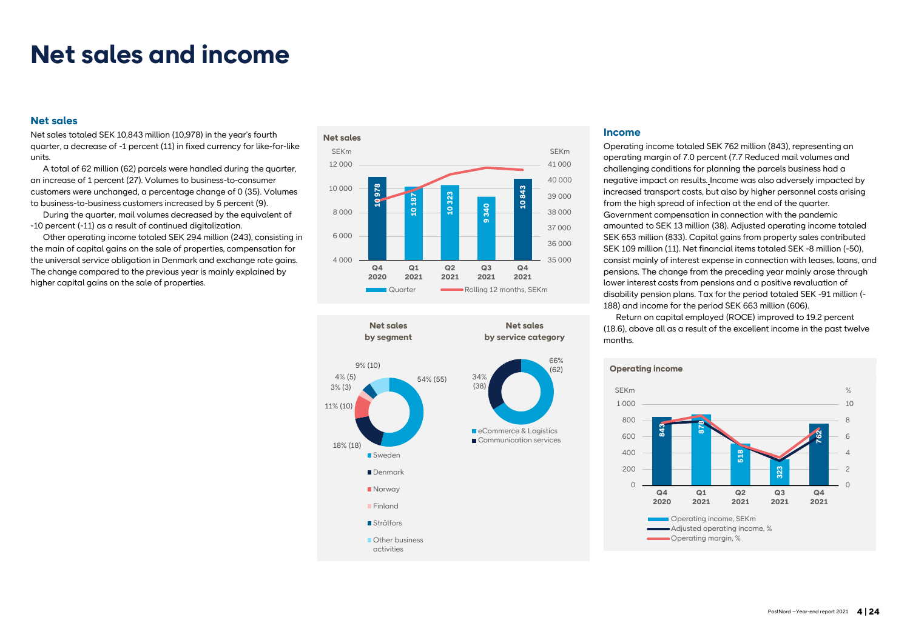# Net sales and income

## Net sales

Net sales totaled SEK 10,843 million (10,978) in the year's fourth quarter, a decrease of -1 percent (11) in fixed currency for like-for-like units.

A total of 62 million (62) parcels were handled during the quarter, an increase of 1 percent (27). Volumes to business-to-consumer customers were unchanged, a percentage change of 0 (35). Volumes to business-to-business customers increased by 5 percent (9).

During the quarter, mail volumes decreased by the equivalent of -10 percent (-11) as a result of continued digitalization.

Other operating income totaled SEK 294 million (243), consisting in the main of capital gains on the sale of properties, compensation for the universal service obligation in Denmark and exchange rate gains. The change compared to the previous year is mainly explained by higher capital gains on the sale of properties.

**Net sales**

| SEKm | Q4 2020 | Q1 2021 | Q2 2021 | Q3 2021 | Q4 2021 |
|---|---|---|---|---|---|
| Quarter | 10 978 | 10 187 | 10 323 | 9 340 | 10 843 |

**Net sales by segment**

- Sweden: 54% (55)
- Denmark: 18% (18)
- Norway: 11% (10)
- Finland: 3% (3)
- Strålfors: 4% (5)
- Other business activities: 9% (10)

**Net sales by service category**

- eCommerce & Logistics: 66% (62)
- Communication services: 34% (38)

## Income

Operating income totaled SEK 762 million (843), representing an operating margin of 7.0 percent (7.7 Reduced mail volumes and challenging conditions for planning the parcels business had a negative impact on results. Income was also adversely impacted by increased transport costs, but also by higher personnel costs arising from the high spread of infection at the end of the quarter. Government compensation in connection with the pandemic amounted to SEK 13 million (38). Adjusted operating income totaled SEK 653 million (833). Capital gains from property sales contributed SEK 109 million (11). Net financial items totaled SEK -8 million (-50), consist mainly of interest expense in connection with leases, loans, and pensions. The change from the preceding year mainly arose through lower interest costs from pensions and a positive revaluation of disability pension plans. Tax for the period totaled SEK -91 million (-188) and income for the period SEK 663 million (606).

Return on capital employed (ROCE) improved to 19.2 percent (18.6), above all as a result of the excellent income in the past twelve months.

**Operating income**

| SEKm | Q4 2020 | Q1 2021 | Q2 2021 | Q3 2021 | Q4 2021 |
|---|---|---|---|---|---|
| Operating income, SEKm | 843 | 878 | 518 | 323 | 762 |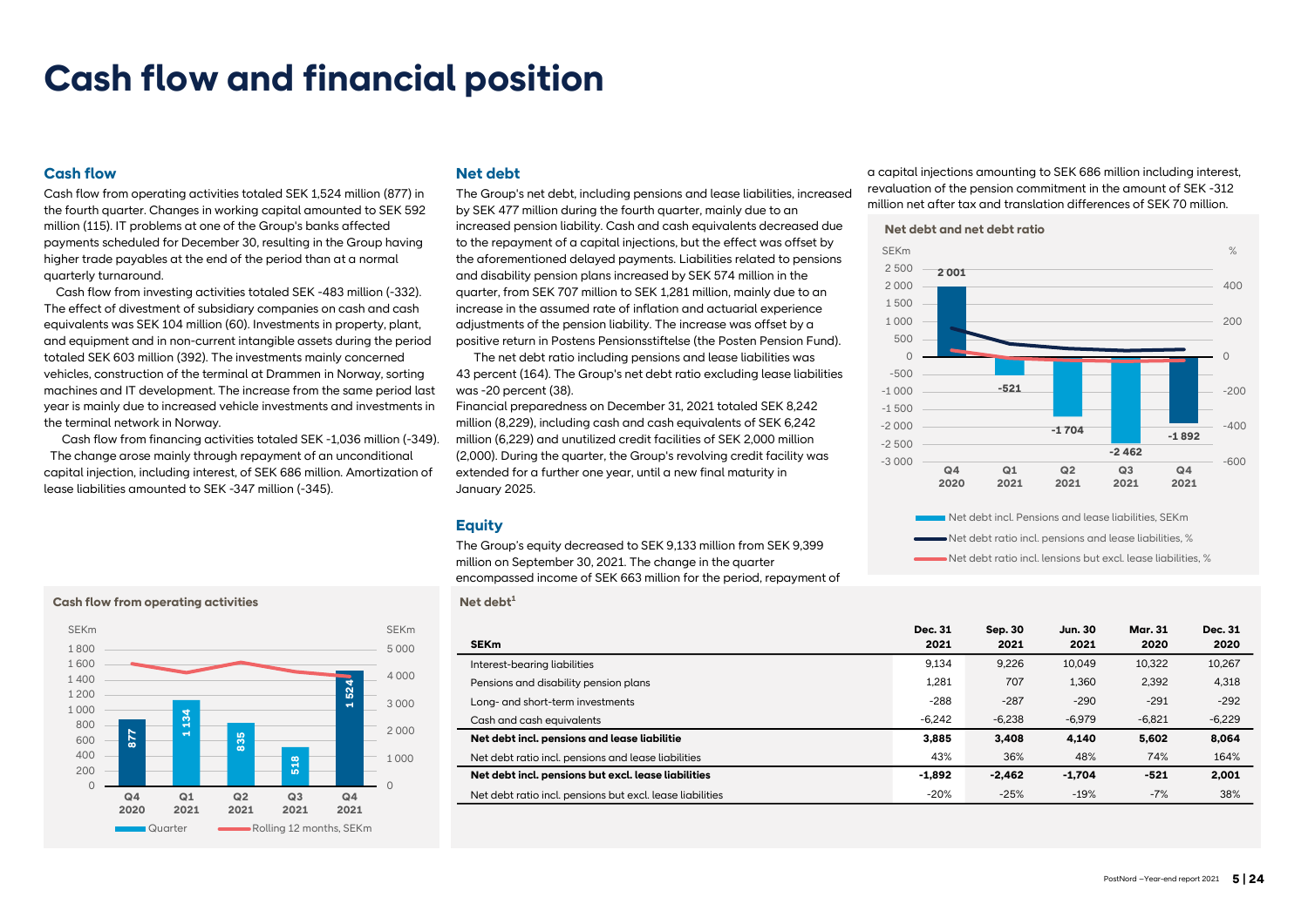# Cash flow and financial position

## Cash flow

Cash flow from operating activities totaled SEK 1,524 million (877) in the fourth quarter. Changes in working capital amounted to SEK 592 million (115). IT problems at one of the Group's banks affected payments scheduled for December 30, resulting in the Group having higher trade payables at the end of the period than at a normal quarterly turnaround.

Cash flow from investing activities totaled SEK -483 million (-332). The effect of divestment of subsidiary companies on cash and cash equivalents was SEK 104 million (60). Investments in property, plant, and equipment and in non-current intangible assets during the period totaled SEK 603 million (392). The investments mainly concerned vehicles, construction of the terminal at Drammen in Norway, sorting machines and IT development. The increase from the same period last year is mainly due to increased vehicle investments and investments in the terminal network in Norway.

Cash flow from financing activities totaled SEK -1,036 million (-349). The change arose mainly through repayment of an unconditional capital injection, including interest, of SEK 686 million. Amortization of lease liabilities amounted to SEK -347 million (-345).

**Cash flow from operating activities**

| SEKm | Q4 2020 | Q1 2021 | Q2 2021 | Q3 2021 | Q4 2021 |
|---|---|---|---|---|---|
| Quarter | 877 | 1 134 | 835 | 518 | 1 524 |

## Net debt

The Group's net debt, including pensions and lease liabilities, increased by SEK 477 million during the fourth quarter, mainly due to an increased pension liability. Cash and cash equivalents decreased due to the repayment of a capital injections, but the effect was offset by the aforementioned delayed payments. Liabilities related to pensions and disability pension plans increased by SEK 574 million in the quarter, from SEK 707 million to SEK 1,281 million, mainly due to an increase in the assumed rate of inflation and actuarial experience adjustments of the pension liability. The increase was offset by a positive return in Postens Pensionsstiftelse (the Posten Pension Fund).

The net debt ratio including pensions and lease liabilities was 43 percent (164). The Group's net debt ratio excluding lease liabilities was -20 percent (38).

Financial preparedness on December 31, 2021 totaled SEK 8,242 million (8,229), including cash and cash equivalents of SEK 6,242 million (6,229) and unutilized credit facilities of SEK 2,000 million (2,000). During the quarter, the Group's revolving credit facility was extended for a further one year, until a new final maturity in January 2025.

## Equity

The Group's equity decreased to SEK 9,133 million from SEK 9,399 million on September 30, 2021. The change in the quarter encompassed income of SEK 663 million for the period, repayment of a capital injections amounting to SEK 686 million including interest, revaluation of the pension commitment in the amount of SEK -312 million net after tax and translation differences of SEK 70 million.

**Net debt and net debt ratio**

| SEKm | Q4 2020 | Q1 2021 | Q2 2021 | Q3 2021 | Q4 2021 |
|---|---|---|---|---|---|
| Net debt incl. pensions but excl. lease liabilities, SEKm | 2 001 | -521 | -1 704 | -2 462 | -1 892 |

Net debt incl. Pensions and lease liabilities, SEKm
Net debt ratio incl. pensions and lease liabilities, %
Net debt ratio incl. lensions but excl. lease liabilities, %

**Net debt[1]**

| SEKm | Dec. 31 2021 | Sep. 30 2021 | Jun. 30 2021 | Mar. 31 2020 | Dec. 31 2020 |
|---|---|---|---|---|---|
| Interest-bearing liabilities | 9,134 | 9,226 | 10,049 | 10,322 | 10,267 |
| Pensions and disability pension plans | 1,281 | 707 | 1,360 | 2,392 | 4,318 |
| Long- and short-term investments | -288 | -287 | -290 | -291 | -292 |
| Cash and cash equivalents | -6,242 | -6,238 | -6,979 | -6,821 | -6,229 |
| **Net debt incl. pensions and lease liabilitie** | **3,885** | **3,408** | **4,140** | **5,602** | **8,064** |
| Net debt ratio incl. pensions and lease liabilities | 43% | 36% | 48% | 74% | 164% |
| **Net debt incl. pensions but excl. lease liabilities** | **-1,892** | **-2,462** | **-1,704** | **-521** | **2,001** |
| Net debt ratio incl. pensions but excl. lease liabilities | -20% | -25% | -19% | -7% | 38% |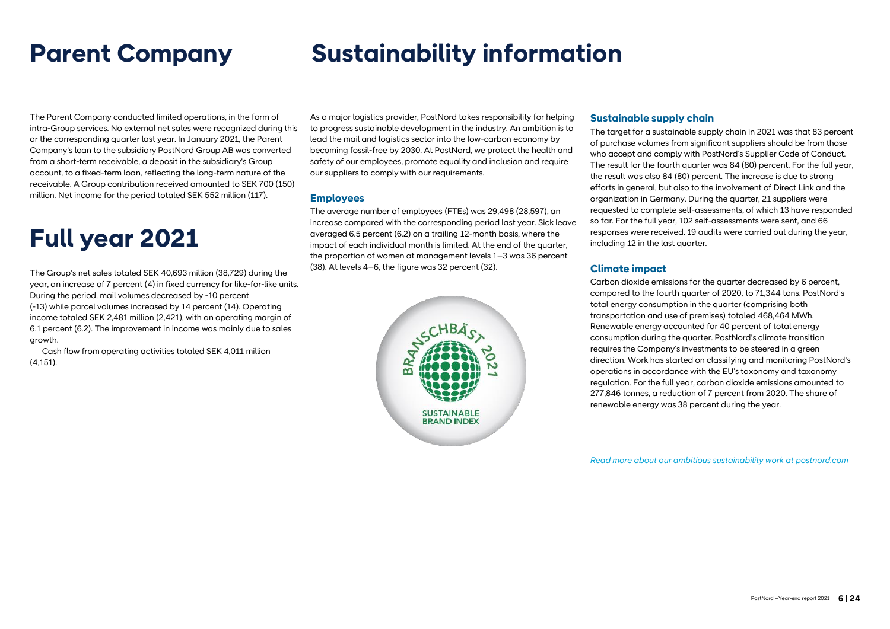# Parent Company

The Parent Company conducted limited operations, in the form of intra-Group services. No external net sales were recognized during this or the corresponding quarter last year. In January 2021, the Parent Company's loan to the subsidiary PostNord Group AB was converted from a short-term receivable, a deposit in the subsidiary's Group account, to a fixed-term loan, reflecting the long-term nature of the receivable. A Group contribution received amounted to SEK 700 (150) million. Net income for the period totaled SEK 552 million (117).

# Full year 2021

The Group's net sales totaled SEK 40,693 million (38,729) during the year, an increase of 7 percent (4) in fixed currency for like-for-like units. During the period, mail volumes decreased by -10 percent (-13) while parcel volumes increased by 14 percent (14). Operating income totaled SEK 2,481 million (2,421), with an operating margin of 6.1 percent (6.2). The improvement in income was mainly due to sales growth.

Cash flow from operating activities totaled SEK 4,011 million (4,151).

# Sustainability information

As a major logistics provider, PostNord takes responsibility for helping to progress sustainable development in the industry. An ambition is to lead the mail and logistics sector into the low-carbon economy by becoming fossil-free by 2030. At PostNord, we protect the health and safety of our employees, promote equality and inclusion and require our suppliers to comply with our requirements.

## Employees

The average number of employees (FTEs) was 29,498 (28,597), an increase compared with the corresponding period last year. Sick leave averaged 6.5 percent (6.2) on a trailing 12-month basis, where the impact of each individual month is limited. At the end of the quarter, the proportion of women at management levels 1–3 was 36 percent (38). At levels 4–6, the figure was 32 percent (32).

## Sustainable supply chain

The target for a sustainable supply chain in 2021 was that 83 percent of purchase volumes from significant suppliers should be from those who accept and comply with PostNord's Supplier Code of Conduct. The result for the fourth quarter was 84 (80) percent. For the full year, the result was also 84 (80) percent. The increase is due to strong efforts in general, but also to the involvement of Direct Link and the organization in Germany. During the quarter, 21 suppliers were requested to complete self-assessments, of which 13 have responded so far. For the full year, 102 self-assessments were sent, and 66 responses were received. 19 audits were carried out during the year, including 12 in the last quarter.

## Climate impact

Carbon dioxide emissions for the quarter decreased by 6 percent, compared to the fourth quarter of 2020, to 71,344 tons. PostNord's total energy consumption in the quarter (comprising both transportation and use of premises) totaled 468,464 MWh. Renewable energy accounted for 40 percent of total energy consumption during the quarter. PostNord's climate transition requires the Company's investments to be steered in a green direction. Work has started on classifying and monitoring PostNord's operations in accordance with the EU's taxonomy and taxonomy regulation. For the full year, carbon dioxide emissions amounted to 277,846 tonnes, a reduction of 7 percent from 2020. The share of renewable energy was 38 percent during the year.

*Read more about our ambitious sustainability work at postnord.com*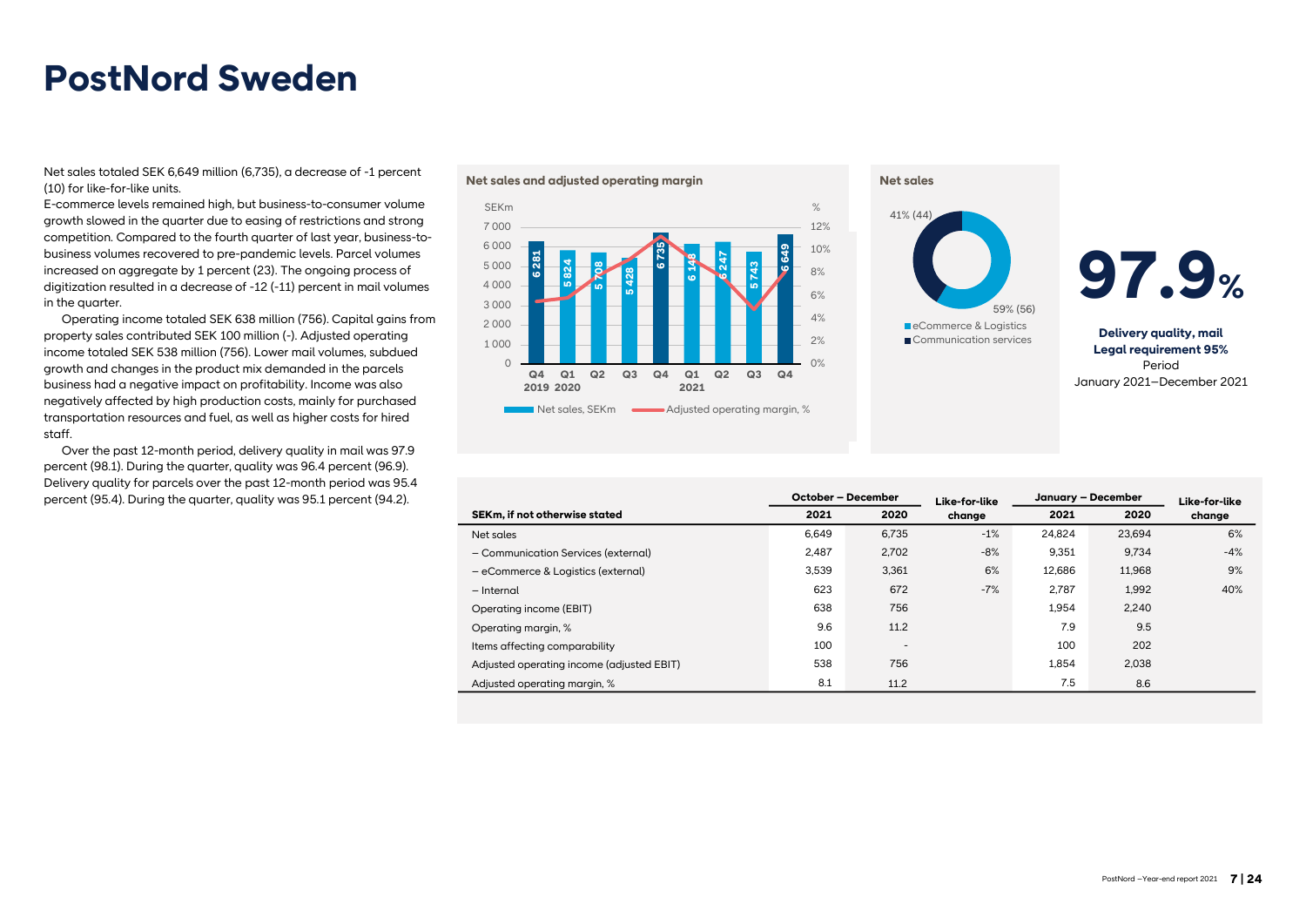# PostNord Sweden

Net sales totaled SEK 6,649 million (6,735), a decrease of -1 percent (10) for like-for-like units.

E-commerce levels remained high, but business-to-consumer volume growth slowed in the quarter due to easing of restrictions and strong competition. Compared to the fourth quarter of last year, business-to-business volumes recovered to pre-pandemic levels. Parcel volumes increased on aggregate by 1 percent (23). The ongoing process of digitization resulted in a decrease of -12 (-11) percent in mail volumes in the quarter.

Operating income totaled SEK 638 million (756). Capital gains from property sales contributed SEK 100 million (-). Adjusted operating income totaled SEK 538 million (756). Lower mail volumes, subdued growth and changes in the product mix demanded in the parcels business had a negative impact on profitability. Income was also negatively affected by high production costs, mainly for purchased transportation resources and fuel, as well as higher costs for hired staff.

Over the past 12-month period, delivery quality in mail was 97.9 percent (98.1). During the quarter, quality was 96.4 percent (96.9). Delivery quality for parcels over the past 12-month period was 95.4 percent (95.4). During the quarter, quality was 95.1 percent (94.2).

**Net sales and adjusted operating margin**

| Quarter | Net sales, SEKm |
|---|---|
| Q4 2019 | 6 281 |
| Q1 2020 | 5 824 |
| Q2 2020 | 5 708 |
| Q3 2020 | 5 428 |
| Q4 2020 | 6 735 |
| Q1 2021 | 6 148 |
| Q2 2021 | 6 247 |
| Q3 2021 | 5 743 |
| Q4 2021 | 6 649 |

Net sales, SEKm — Adjusted operating margin, %

**Net sales**

- eCommerce & Logistics: 59% (56)
- Communication services: 41% (44)

**97.9%**

**Delivery quality, mail**
**Legal requirement 95%**
Period
January 2021–December 2021

| SEKm, if not otherwise stated | October – December 2021 | October – December 2020 | Like-for-like change | January – December 2021 | January – December 2020 | Like-for-like change |
|---|---|---|---|---|---|---|
| Net sales | 6,649 | 6,735 | -1% | 24,824 | 23,694 | 6% |
| – Communication Services (external) | 2,487 | 2,702 | -8% | 9,351 | 9,734 | -4% |
| – eCommerce & Logistics (external) | 3,539 | 3,361 | 6% | 12,686 | 11,968 | 9% |
| – Internal | 623 | 672 | -7% | 2,787 | 1,992 | 40% |
| Operating income (EBIT) | 638 | 756 | | 1,954 | 2,240 | |
| Operating margin, % | 9.6 | 11.2 | | 7.9 | 9.5 | |
| Items affecting comparability | 100 | - | | 100 | 202 | |
| Adjusted operating income (adjusted EBIT) | 538 | 756 | | 1,854 | 2,038 | |
| Adjusted operating margin, % | 8.1 | 11.2 | | 7.5 | 8.6 | |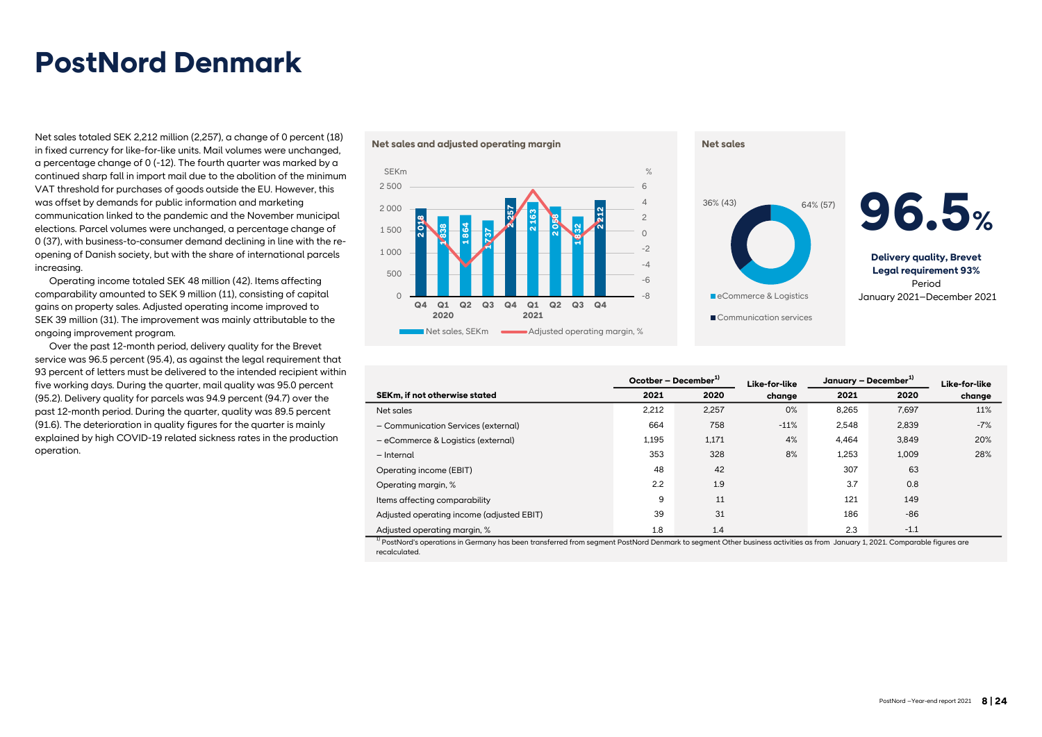# PostNord Denmark

Net sales totaled SEK 2,212 million (2,257), a change of 0 percent (18) in fixed currency for like-for-like units. Mail volumes were unchanged, a percentage change of 0 (-12). The fourth quarter was marked by a continued sharp fall in import mail due to the abolition of the minimum VAT threshold for purchases of goods outside the EU. However, this was offset by demands for public information and marketing communication linked to the pandemic and the November municipal elections. Parcel volumes were unchanged, a percentage change of 0 (37), with business-to-consumer demand declining in line with the re-opening of Danish society, but with the share of international parcels increasing.

Operating income totaled SEK 48 million (42). Items affecting comparability amounted to SEK 9 million (11), consisting of capital gains on property sales. Adjusted operating income improved to SEK 39 million (31). The improvement was mainly attributable to the ongoing improvement program.

Over the past 12-month period, delivery quality for the Brevet service was 96.5 percent (95.4), as against the legal requirement that 93 percent of letters must be delivered to the intended recipient within five working days. During the quarter, mail quality was 95.0 percent (95.2). Delivery quality for parcels was 94.9 percent (94.7) over the past 12-month period. During the quarter, quality was 89.5 percent (91.6). The deterioration in quality figures for the quarter is mainly explained by high COVID-19 related sickness rates in the production operation.

**Net sales and adjusted operating margin**

| | Q4 2020 | Q1 2021 | Q2 2021 | Q3 2021 | Q4 2021 | Q1 2021 | Q2 2021 | Q3 2021 | Q4 2021 |
|---|---|---|---|---|---|---|---|---|---|
| Net sales, SEKm | 2 018 | 1 838 | 1 864 | 1 737 | 2 257 | 2 163 | 2 058 | 1 832 | 2 212 |

**Net sales**

- eCommerce & Logistics: 64% (57)
- Communication services: 36% (43)

**96.5%**

**Delivery quality, Brevet**
**Legal requirement 93%**
Period
January 2021–December 2021

| SEKm, if not otherwise stated | Ocotber – December[1] 2021 | Ocotber – December[1] 2020 | Like-for-like change | January – December[1] 2021 | January – December[1] 2020 | Like-for-like change |
|---|---|---|---|---|---|---|
| Net sales | 2,212 | 2,257 | 0% | 8,265 | 7,697 | 11% |
| – Communication Services (external) | 664 | 758 | -11% | 2,548 | 2,839 | -7% |
| – eCommerce & Logistics (external) | 1,195 | 1,171 | 4% | 4,464 | 3,849 | 20% |
| – Internal | 353 | 328 | 8% | 1,253 | 1,009 | 28% |
| Operating income (EBIT) | 48 | 42 | | 307 | 63 | |
| Operating margin, % | 2.2 | 1.9 | | 3.7 | 0.8 | |
| Items affecting comparability | 9 | 11 | | 121 | 149 | |
| Adjusted operating income (adjusted EBIT) | 39 | 31 | | 186 | -86 | |
| Adjusted operating margin, % | 1.8 | 1.4 | | 2.3 | -1.1 | |

[1] PostNord's operations in Germany has been transferred from segment PostNord Denmark to segment Other business activities as from January 1, 2021. Comparable figures are recalculated.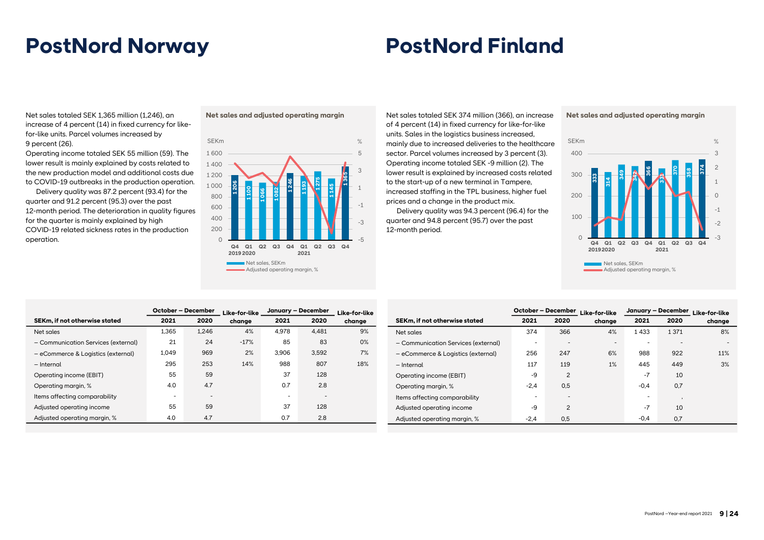# PostNord Norway

Net sales totaled SEK 1,365 million (1,246), an increase of 4 percent (14) in fixed currency for like-for-like units. Parcel volumes increased by 9 percent (26).

Operating income totaled SEK 55 million (59). The lower result is mainly explained by costs related to the new production model and additional costs due to COVID-19 outbreaks in the production operation.

Delivery quality was 87.2 percent (93.4) for the quarter and 91.2 percent (95.3) over the past 12-month period. The deterioration in quality figures for the quarter is mainly explained by high COVID-19 related sickness rates in the production operation.

**Net sales and adjusted operating margin**

| SEKm, if not otherwise stated | October – December | | Like-for-like | January – December | | Like-for-like |
|---|---|---|---|---|---|---|
| | 2021 | 2020 | change | 2021 | 2020 | change |
| Net sales | 1,365 | 1,246 | 4% | 4,978 | 4,481 | 9% |
| – Communication Services (external) | 21 | 24 | -17% | 85 | 83 | 0% |
| – eCommerce & Logistics (external) | 1,049 | 969 | 2% | 3,906 | 3,592 | 7% |
| – Internal | 295 | 253 | 14% | 988 | 807 | 18% |
| Operating income (EBIT) | 55 | 59 | | 37 | 128 | |
| Operating margin, % | 4.0 | 4.7 | | 0.7 | 2.8 | |
| Items affecting comparability | - | - | | - | - | |
| Adjusted operating income | 55 | 59 | | 37 | 128 | |
| Adjusted operating margin, % | 4.0 | 4.7 | | 0.7 | 2.8 | |

# PostNord Finland

Net sales totaled SEK 374 million (366), an increase of 4 percent (14) in fixed currency for like-for-like units. Sales in the logistics business increased, mainly due to increased deliveries to the healthcare sector. Parcel volumes increased by 3 percent (3). Operating income totaled SEK -9 million (2). The lower result is explained by increased costs related to the start-up of a new terminal in Tampere, increased staffing in the TPL business, higher fuel prices and a change in the product mix.

Delivery quality was 94.3 percent (96.4) for the quarter and 94.8 percent (95.7) over the past 12-month period.

**Net sales and adjusted operating margin**

| SEKm, if not otherwise stated | October – December | | Like-for-like | January – December | | Like-for-like |
|---|---|---|---|---|---|---|
| | 2021 | 2020 | change | 2021 | 2020 | change |
| Net sales | 374 | 366 | 4% | 1 433 | 1 371 | 8% |
| – Communication Services (external) | - | - | - | - | - | - |
| – eCommerce & Logistics (external) | 256 | 247 | 6% | 988 | 922 | 11% |
| – Internal | 117 | 119 | 1% | 445 | 449 | 3% |
| Operating income (EBIT) | -9 | 2 | | -7 | 10 | |
| Operating margin, % | -2,4 | 0,5 | | -0,4 | 0,7 | |
| Items affecting comparability | - | - | | - | , | |
| Adjusted operating income | -9 | 2 | | -7 | 10 | |
| Adjusted operating margin, % | -2,4 | 0,5 | | -0,4 | 0,7 | |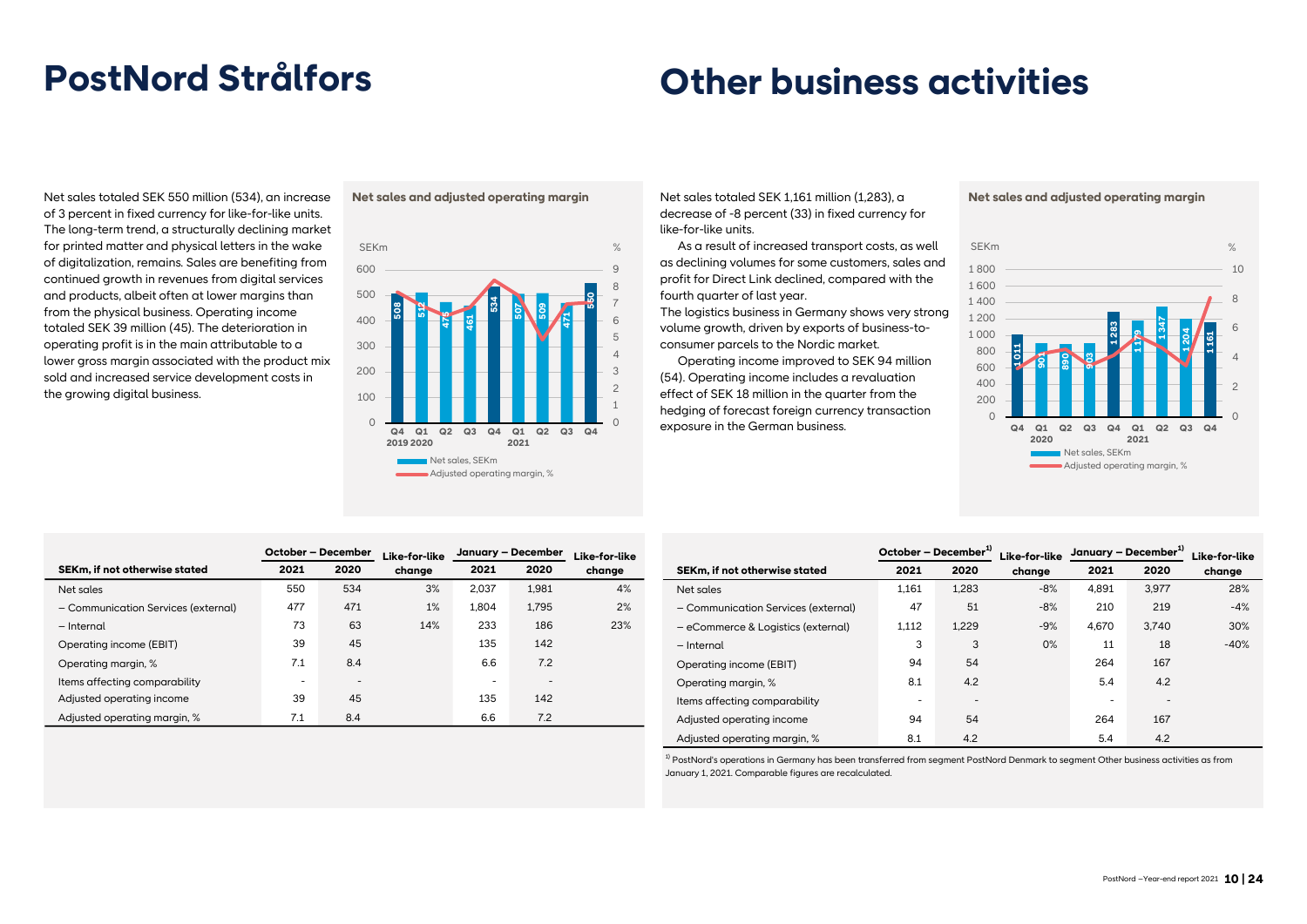# PostNord Strålfors

Net sales totaled SEK 550 million (534), an increase of 3 percent in fixed currency for like-for-like units. The long-term trend, a structurally declining market for printed matter and physical letters in the wake of digitalization, remains. Sales are benefiting from continued growth in revenues from digital services and products, albeit often at lower margins than from the physical business. Operating income totaled SEK 39 million (45). The deterioration in operating profit is in the main attributable to a lower gross margin associated with the product mix sold and increased service development costs in the growing digital business.

**Net sales and adjusted operating margin**

| SEKm, if not otherwise stated | October – December | | Like-for-like change | January – December | | Like-for-like change |
|---|---|---|---|---|---|---|
| | 2021 | 2020 | | 2021 | 2020 | |
| Net sales | 550 | 534 | 3% | 2,037 | 1,981 | 4% |
| – Communication Services (external) | 477 | 471 | 1% | 1,804 | 1,795 | 2% |
| – Internal | 73 | 63 | 14% | 233 | 186 | 23% |
| Operating income (EBIT) | 39 | 45 | | 135 | 142 | |
| Operating margin, % | 7.1 | 8.4 | | 6.6 | 7.2 | |
| Items affecting comparability | - | - | | - | - | |
| Adjusted operating income | 39 | 45 | | 135 | 142 | |
| Adjusted operating margin, % | 7.1 | 8.4 | | 6.6 | 7.2 | |

# Other business activities

Net sales totaled SEK 1,161 million (1,283), a decrease of -8 percent (33) in fixed currency for like-for-like units.

As a result of increased transport costs, as well as declining volumes for some customers, sales and profit for Direct Link declined, compared with the fourth quarter of last year.

The logistics business in Germany shows very strong volume growth, driven by exports of business-to-consumer parcels to the Nordic market.

Operating income improved to SEK 94 million (54). Operating income includes a revaluation effect of SEK 18 million in the quarter from the hedging of forecast foreign currency transaction exposure in the German business.

**Net sales and adjusted operating margin**

| SEKm, if not otherwise stated | October – December[1] | | Like-for-like change | January – December[1] | | Like-for-like change |
|---|---|---|---|---|---|---|
| | 2021 | 2020 | | 2021 | 2020 | |
| Net sales | 1,161 | 1,283 | -8% | 4,891 | 3,977 | 28% |
| – Communication Services (external) | 47 | 51 | -8% | 210 | 219 | -4% |
| – eCommerce & Logistics (external) | 1,112 | 1,229 | -9% | 4,670 | 3,740 | 30% |
| – Internal | 3 | 3 | 0% | 11 | 18 | -40% |
| Operating income (EBIT) | 94 | 54 | | 264 | 167 | |
| Operating margin, % | 8.1 | 4.2 | | 5.4 | 4.2 | |
| Items affecting comparability | - | - | | - | - | |
| Adjusted operating income | 94 | 54 | | 264 | 167 | |
| Adjusted operating margin, % | 8.1 | 4.2 | | 5.4 | 4.2 | |

[1] PostNord's operations in Germany has been transferred from segment PostNord Denmark to segment Other business activities as from January 1, 2021. Comparable figures are recalculated.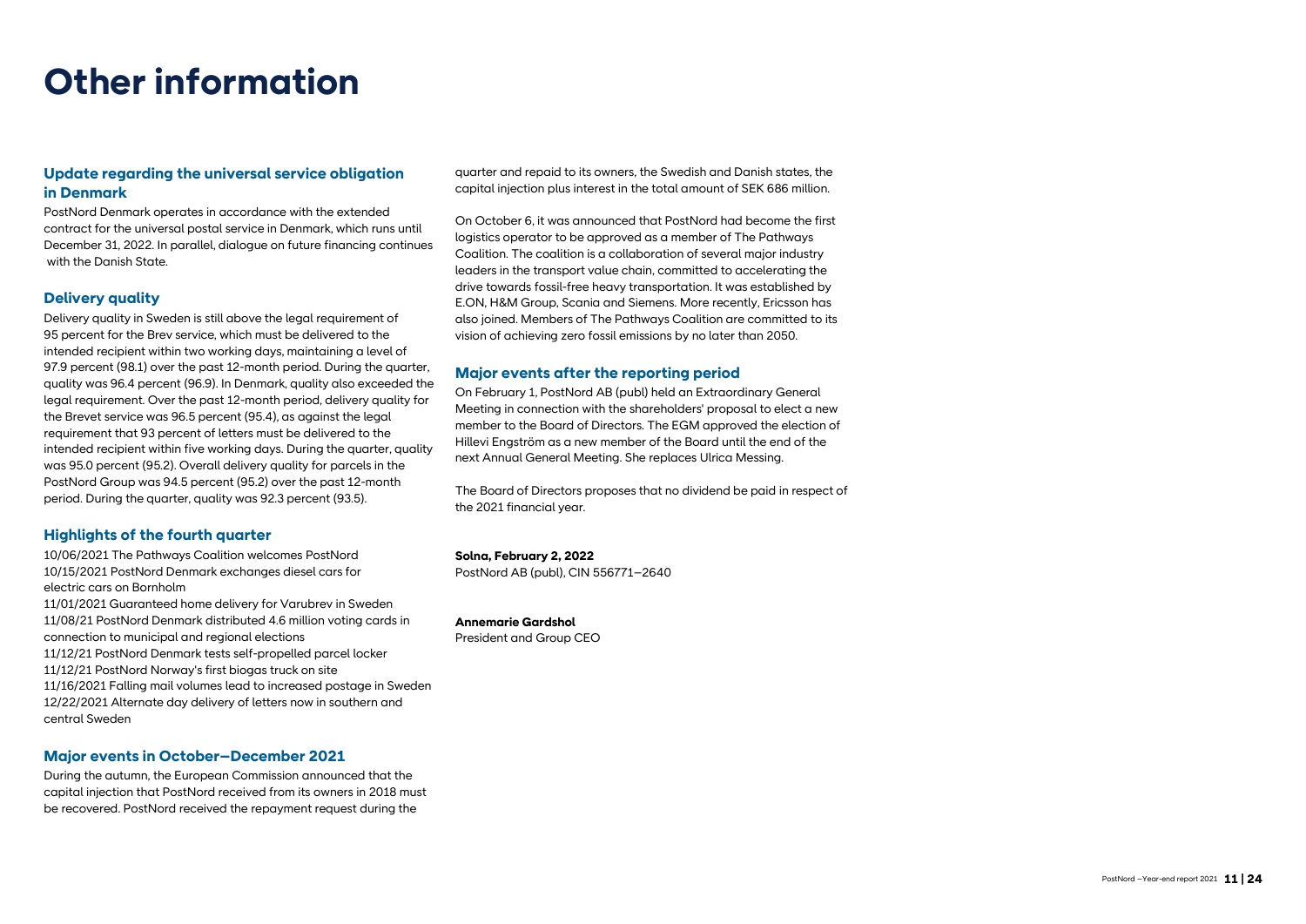# Other information

## Update regarding the universal service obligation in Denmark

PostNord Denmark operates in accordance with the extended contract for the universal postal service in Denmark, which runs until December 31, 2022. In parallel, dialogue on future financing continues with the Danish State.

## Delivery quality

Delivery quality in Sweden is still above the legal requirement of 95 percent for the Brev service, which must be delivered to the intended recipient within two working days, maintaining a level of 97.9 percent (98.1) over the past 12-month period. During the quarter, quality was 96.4 percent (96.9). In Denmark, quality also exceeded the legal requirement. Over the past 12-month period, delivery quality for the Brevet service was 96.5 percent (95.4), as against the legal requirement that 93 percent of letters must be delivered to the intended recipient within five working days. During the quarter, quality was 95.0 percent (95.2). Overall delivery quality for parcels in the PostNord Group was 94.5 percent (95.2) over the past 12-month period. During the quarter, quality was 92.3 percent (93.5).

## Highlights of the fourth quarter

10/06/2021 The Pathways Coalition welcomes PostNord
10/15/2021 PostNord Denmark exchanges diesel cars for electric cars on Bornholm
11/01/2021 Guaranteed home delivery for Varubrev in Sweden
11/08/21 PostNord Denmark distributed 4.6 million voting cards in connection to municipal and regional elections
11/12/21 PostNord Denmark tests self-propelled parcel locker
11/12/21 PostNord Norway's first biogas truck on site
11/16/2021 Falling mail volumes lead to increased postage in Sweden
12/22/2021 Alternate day delivery of letters now in southern and central Sweden

## Major events in October–December 2021

During the autumn, the European Commission announced that the capital injection that PostNord received from its owners in 2018 must be recovered. PostNord received the repayment request during the quarter and repaid to its owners, the Swedish and Danish states, the capital injection plus interest in the total amount of SEK 686 million.

On October 6, it was announced that PostNord had become the first logistics operator to be approved as a member of The Pathways Coalition. The coalition is a collaboration of several major industry leaders in the transport value chain, committed to accelerating the drive towards fossil-free heavy transportation. It was established by E.ON, H&M Group, Scania and Siemens. More recently, Ericsson has also joined. Members of The Pathways Coalition are committed to its vision of achieving zero fossil emissions by no later than 2050.

## Major events after the reporting period

On February 1, PostNord AB (publ) held an Extraordinary General Meeting in connection with the shareholders' proposal to elect a new member to the Board of Directors. The EGM approved the election of Hillevi Engström as a new member of the Board until the end of the next Annual General Meeting. She replaces Ulrica Messing.

The Board of Directors proposes that no dividend be paid in respect of the 2021 financial year.

**Solna, February 2, 2022**
PostNord AB (publ), CIN 556771–2640

**Annemarie Gardshol**
President and Group CEO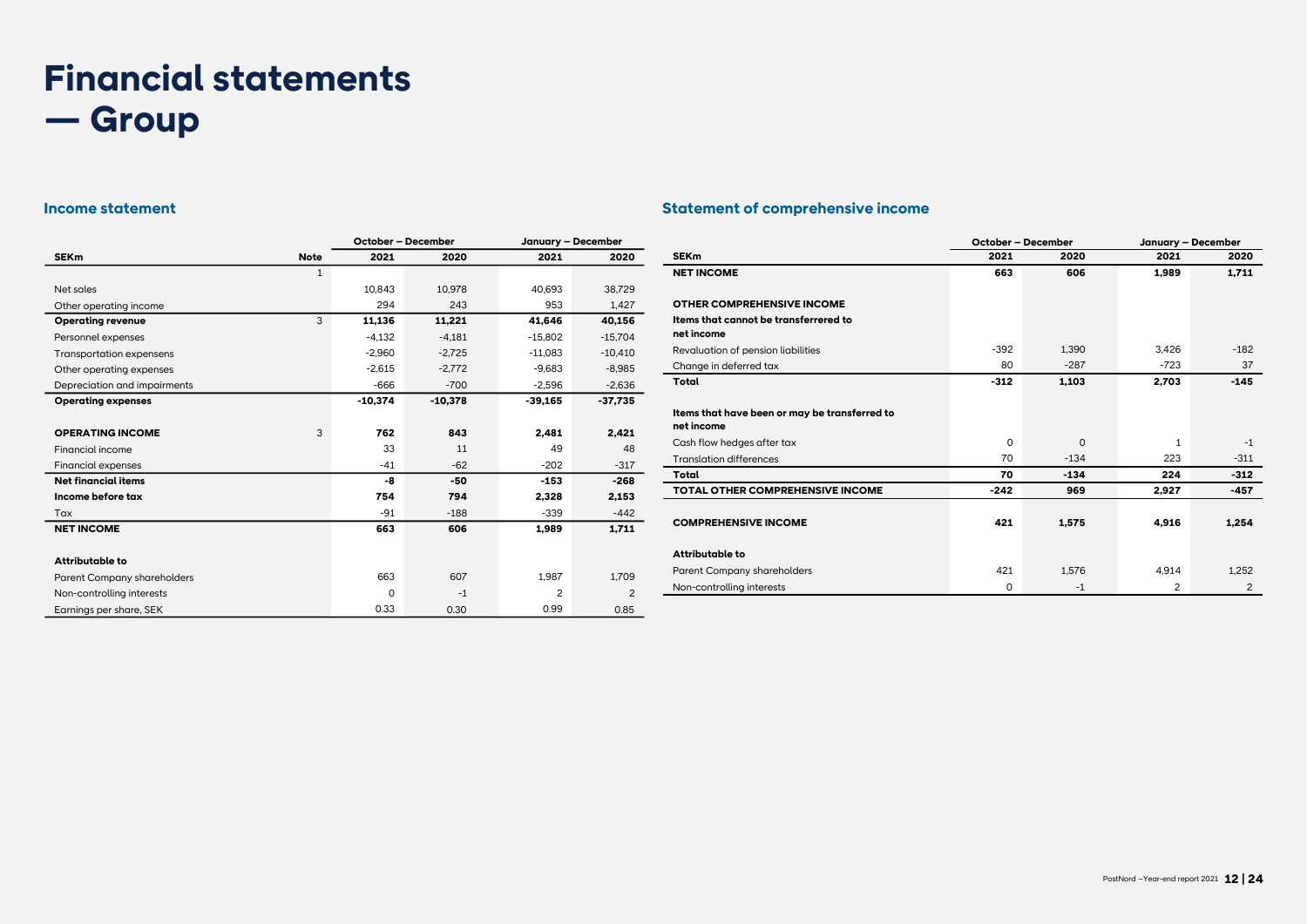# Financial statements — Group

## Income statement

| SEKm | Note | October – December 2021 | October – December 2020 | January – December 2021 | January – December 2020 |
|---|---|---|---|---|---|
| | 1 | | | | |
| Net sales | | 10,843 | 10,978 | 40,693 | 38,729 |
| Other operating income | | 294 | 243 | 953 | 1,427 |
| **Operating revenue** | 3 | **11,136** | **11,221** | **41,646** | **40,156** |
| Personnel expenses | | -4,132 | -4,181 | -15,802 | -15,704 |
| Transportation expensens | | -2,960 | -2,725 | -11,083 | -10,410 |
| Other operating expenses | | -2,615 | -2,772 | -9,683 | -8,985 |
| Depreciation and impairments | | -666 | -700 | -2,596 | -2,636 |
| **Operating expenses** | | **-10,374** | **-10,378** | **-39,165** | **-37,735** |
| | | | | | |
| **OPERATING INCOME** | 3 | **762** | **843** | **2,481** | **2,421** |
| Financial income | | 33 | 11 | 49 | 48 |
| Financial expenses | | -41 | -62 | -202 | -317 |
| **Net financial items** | | **-8** | **-50** | **-153** | **-268** |
| **Income before tax** | | **754** | **794** | **2,328** | **2,153** |
| Tax | | -91 | -188 | -339 | -442 |
| **NET INCOME** | | **663** | **606** | **1,989** | **1,711** |
| | | | | | |
| **Attributable to** | | | | | |
| Parent Company shareholders | | 663 | 607 | 1,987 | 1,709 |
| Non-controlling interests | | 0 | -1 | 2 | 2 |
| Earnings per share, SEK | | 0.33 | 0.30 | 0.99 | 0.85 |

## Statement of comprehensive income

| SEKm | October – December 2021 | October – December 2020 | January – December 2021 | January – December 2020 |
|---|---|---|---|---|
| **NET INCOME** | **663** | **606** | **1,989** | **1,711** |
| | | | | |
| **OTHER COMPREHENSIVE INCOME** | | | | |
| **Items that cannot be transferrered to net income** | | | | |
| Revaluation of pension liabilities | -392 | 1,390 | 3,426 | -182 |
| Change in deferred tax | 80 | -287 | -723 | 37 |
| **Total** | **-312** | **1,103** | **2,703** | **-145** |
| | | | | |
| **Items that have been or may be transferred to net income** | | | | |
| Cash flow hedges after tax | 0 | 0 | 1 | -1 |
| Translation differences | 70 | -134 | 223 | -311 |
| **Total** | **70** | **-134** | **224** | **-312** |
| **TOTAL OTHER COMPREHENSIVE INCOME** | **-242** | **969** | **2,927** | **-457** |
| | | | | |
| **COMPREHENSIVE INCOME** | **421** | **1,575** | **4,916** | **1,254** |
| | | | | |
| **Attributable to** | | | | |
| Parent Company shareholders | 421 | 1,576 | 4,914 | 1,252 |
| Non-controlling interests | 0 | -1 | 2 | 2 |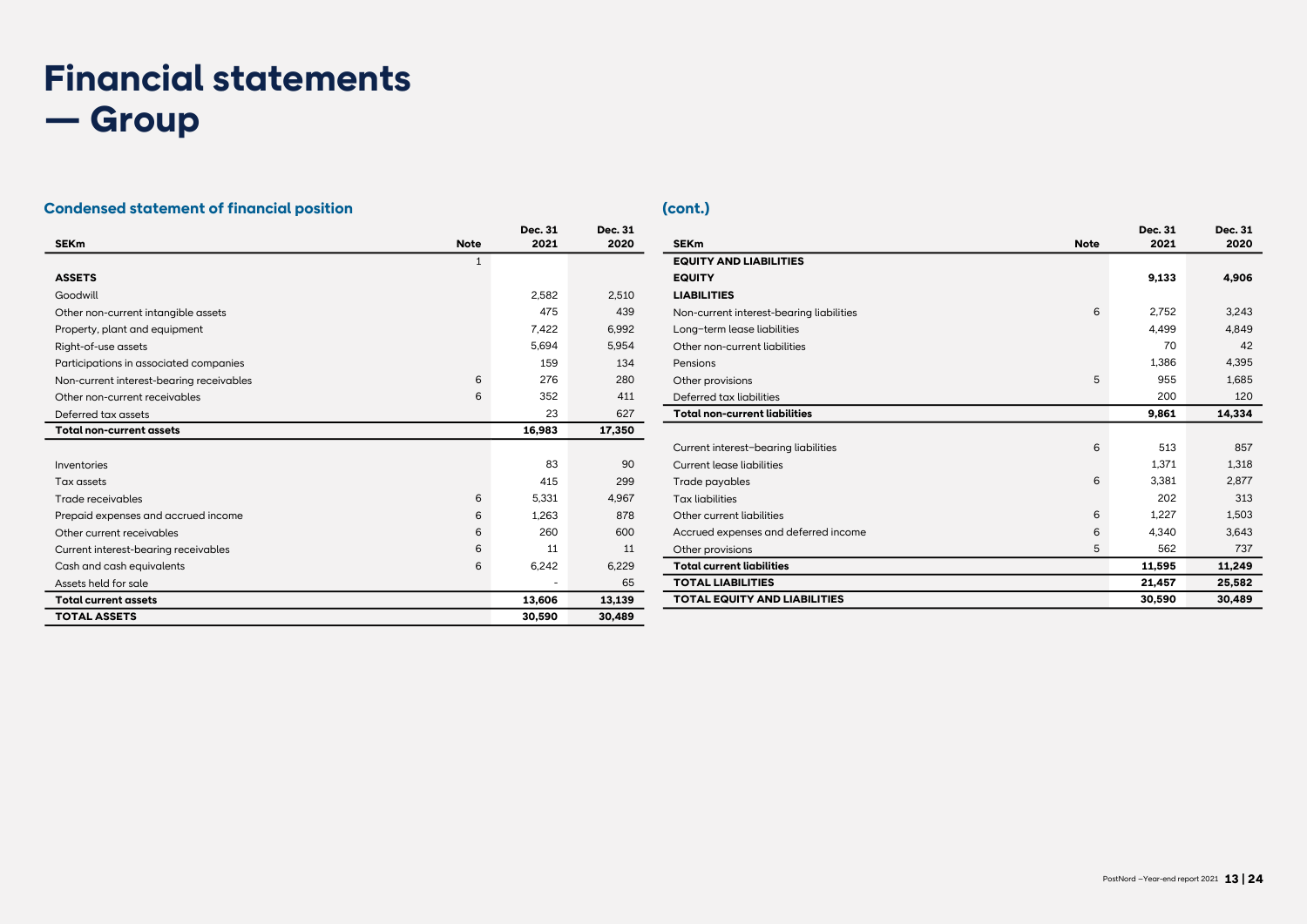# Financial statements — Group

## Condensed statement of financial position

| SEKm | Note | Dec. 31 2021 | Dec. 31 2020 |
|---|---|---|---|
| | 1 | | |
| **ASSETS** | | | |
| Goodwill | | 2,582 | 2,510 |
| Other non-current intangible assets | | 475 | 439 |
| Property, plant and equipment | | 7,422 | 6,992 |
| Right-of-use assets | | 5,694 | 5,954 |
| Participations in associated companies | | 159 | 134 |
| Non-current interest-bearing receivables | 6 | 276 | 280 |
| Other non-current receivables | 6 | 352 | 411 |
| Deferred tax assets | | 23 | 627 |
| **Total non-current assets** | | **16,983** | **17,350** |
| | | | |
| Inventories | | 83 | 90 |
| Tax assets | | 415 | 299 |
| Trade receivables | 6 | 5,331 | 4,967 |
| Prepaid expenses and accrued income | 6 | 1,263 | 878 |
| Other current receivables | 6 | 260 | 600 |
| Current interest-bearing receivables | 6 | 11 | 11 |
| Cash and cash equivalents | 6 | 6,242 | 6,229 |
| Assets held for sale | | - | 65 |
| **Total current assets** | | **13,606** | **13,139** |
| **TOTAL ASSETS** | | **30,590** | **30,489** |

## (cont.)

| SEKm | Note | Dec. 31 2021 | Dec. 31 2020 |
|---|---|---|---|
| **EQUITY AND LIABILITIES** | | | |
| **EQUITY** | | **9,133** | **4,906** |
| **LIABILITIES** | | | |
| Non-current interest-bearing liabilities | 6 | 2,752 | 3,243 |
| Long-term lease liabilities | | 4,499 | 4,849 |
| Other non-current liabilities | | 70 | 42 |
| Pensions | | 1,386 | 4,395 |
| Other provisions | 5 | 955 | 1,685 |
| Deferred tax liabilities | | 200 | 120 |
| **Total non-current liabilities** | | **9,861** | **14,334** |
| | | | |
| Current interest-bearing liabilities | 6 | 513 | 857 |
| Current lease liabilities | | 1,371 | 1,318 |
| Trade payables | 6 | 3,381 | 2,877 |
| Tax liabilities | | 202 | 313 |
| Other current liabilities | 6 | 1,227 | 1,503 |
| Accrued expenses and deferred income | 6 | 4,340 | 3,643 |
| Other provisions | 5 | 562 | 737 |
| **Total current liabilities** | | **11,595** | **11,249** |
| **TOTAL LIABILITIES** | | **21,457** | **25,582** |
| **TOTAL EQUITY AND LIABILITIES** | | **30,590** | **30,489** |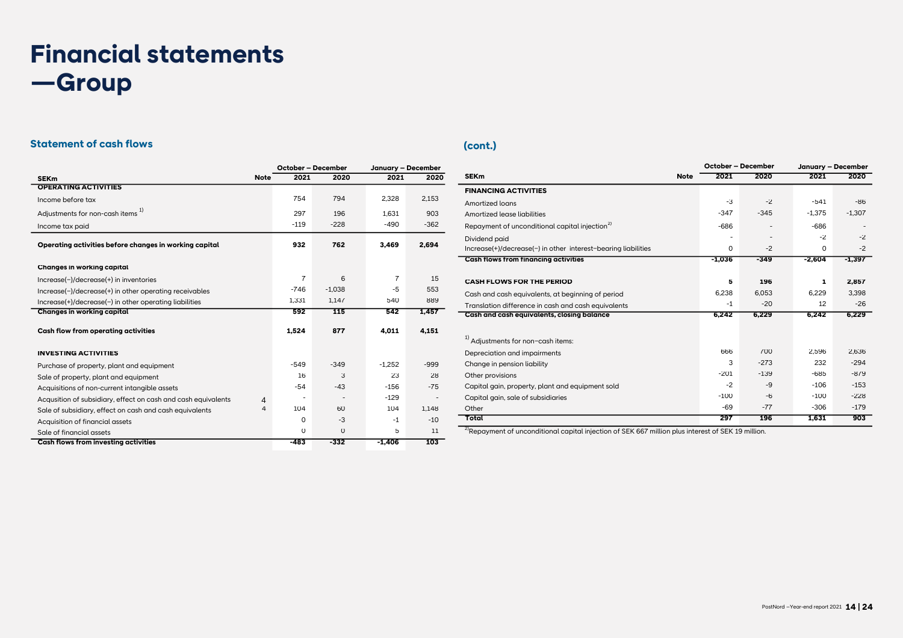# Financial statements —Group

## Statement of cash flows

| SEKm | Note | October – December 2021 | October – December 2020 | January – December 2021 | January – December 2020 |
|---|---|---|---|---|---|
| **OPERATING ACTIVITIES** | | | | | |
| Income before tax | | 754 | 794 | 2,328 | 2,153 |
| Adjustments for non-cash items [1] | | 297 | 196 | 1,631 | 903 |
| Income tax paid | | -119 | -228 | -490 | -362 |
| **Operating activities before changes in working capital** | | **932** | **762** | **3,469** | **2,694** |
| **Changes in working capital** | | | | | |
| Increase(–)/decrease(+) in inventories | | 7 | 6 | 7 | 15 |
| Increase(–)/decrease(+) in other operating receivables | | -746 | -1,038 | -5 | 553 |
| Increase(+)/decrease(–) in other operating liabilities | | 1,331 | 1,147 | 540 | 889 |
| **Changes in working capital** | | **592** | **115** | **542** | **1,457** |
| **Cash flow from operating activities** | | **1,524** | **877** | **4,011** | **4,151** |
| **INVESTING ACTIVITIES** | | | | | |
| Purchase of property, plant and equipment | | -549 | -349 | -1,252 | -999 |
| Sale of property, plant and equipment | | 16 | 3 | 23 | 28 |
| Acquisitions of non-current intangible assets | | -54 | -43 | -156 | -75 |
| Acqusition of subsidiary, effect on cash and cash equivalents | 4 | - | - | -129 | - |
| Sale of subsidiary, effect on cash and cash equivalents | 4 | 104 | 60 | 104 | 1,148 |
| Acquisition of financial assets | | 0 | -3 | -1 | -10 |
| Sale of financial assets | | 0 | 0 | 5 | 11 |
| **Cash flows from investing activities** | | **-483** | **-332** | **-1,406** | **103** |

## (cont.)

| SEKm | Note | October – December 2021 | October – December 2020 | January – December 2021 | January – December 2020 |
|---|---|---|---|---|---|
| **FINANCING ACTIVITIES** | | | | | |
| Amortized loans | | -3 | -2 | -541 | -86 |
| Amortized lease liabilities | | -347 | -345 | -1,375 | -1,307 |
| Repayment of unconditional capital injection [2] | | -686 | - | -686 | - |
| Dividend paid | | - | - | -2 | -2 |
| Increase(+)/decrease(–) in other interest-bearing liabilities | | 0 | -2 | 0 | -2 |
| **Cash flows from financing activities** | | **-1,036** | **-349** | **-2,604** | **-1,397** |
| **CASH FLOWS FOR THE PERIOD** | | **5** | **196** | **1** | **2,857** |
| Cash and cash equivalents, at beginning of period | | 6,238 | 6,053 | 6,229 | 3,398 |
| Translation difference in cash and cash equivalents | | -1 | -20 | 12 | -26 |
| **Cash and cash equivalents, closing balance** | | **6,242** | **6,229** | **6,242** | **6,229** |
| [1] Adjustments for non-cash items: | | | | | |
| Depreciation and impairments | | 666 | 700 | 2,596 | 2,636 |
| Change in pension liability | | 3 | -273 | 232 | -294 |
| Other provisions | | -201 | -139 | -685 | -879 |
| Capital gain, property, plant and equipment sold | | -2 | -9 | -106 | -153 |
| Capital gain, sale of subsidiaries | | -100 | -6 | -100 | -228 |
| Other | | -69 | -77 | -306 | -179 |
| **Total** | | **297** | **196** | **1,631** | **903** |

[2] Repayment of unconditional capital injection of SEK 667 million plus interest of SEK 19 million.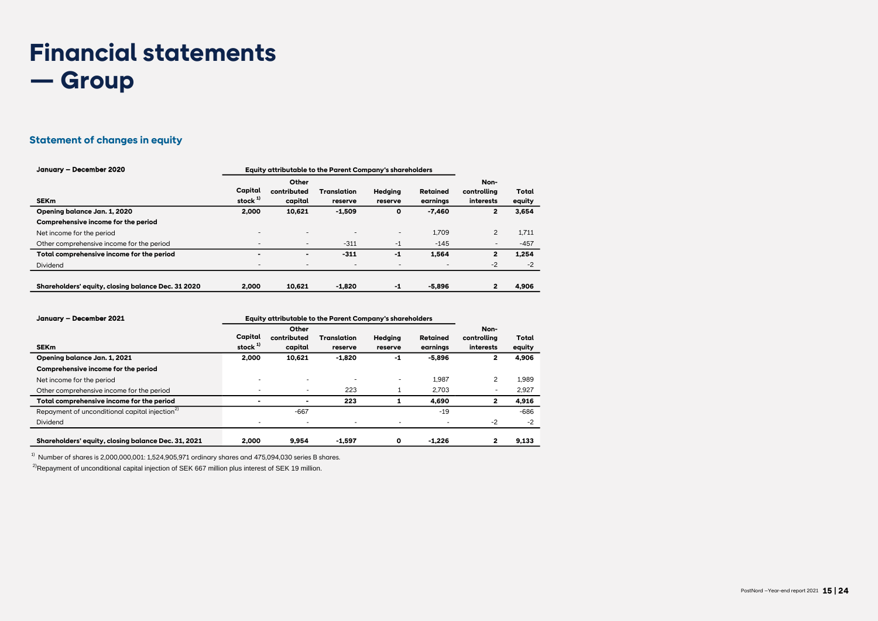# Financial statements — Group

## Statement of changes in equity

| January – December 2020 | Equity attributable to the Parent Company's shareholders | | | | | | |
|---|---|---|---|---|---|---|---|
| SEKm | Capital stock [1] | Other contributed capital | Translation reserve | Hedging reserve | Retained earnings | Non-controlling interests | Total equity |
| **Opening balance Jan. 1, 2020** | **2,000** | **10,621** | **-1,509** | **0** | **-7,460** | **2** | **3,654** |
| **Comprehensive income for the period** | | | | | | | |
| Net income for the period | - | - | - | - | 1,709 | 2 | 1,711 |
| Other comprehensive income for the period | - | - | -311 | -1 | -145 | - | -457 |
| **Total comprehensive income for the period** | **-** | **-** | **-311** | **-1** | **1,564** | **2** | **1,254** |
| Dividend | - | - | - | - | - | -2 | -2 |
| **Shareholders' equity, closing balance Dec. 31 2020** | **2,000** | **10,621** | **-1,820** | **-1** | **-5,896** | **2** | **4,906** |

| January – December 2021 | Equity attributable to the Parent Company's shareholders | | | | | | |
|---|---|---|---|---|---|---|---|
| SEKm | Capital stock [1] | Other contributed capital | Translation reserve | Hedging reserve | Retained earnings | Non-controlling interests | Total equity |
| **Opening balance Jan. 1, 2021** | **2,000** | **10,621** | **-1,820** | **-1** | **-5,896** | **2** | **4,906** |
| **Comprehensive income for the period** | | | | | | | |
| Net income for the period | - | - | - | - | 1,987 | 2 | 1,989 |
| Other comprehensive income for the period | - | - | 223 | 1 | 2,703 | - | 2,927 |
| **Total comprehensive income for the period** | **-** | **-** | **223** | **1** | **4,690** | **2** | **4,916** |
| Repayment of unconditional capital injection [2] | | -667 | | | -19 | | -686 |
| Dividend | - | - | - | - | - | -2 | -2 |
| **Shareholders' equity, closing balance Dec. 31, 2021** | **2,000** | **9,954** | **-1,597** | **0** | **-1,226** | **2** | **9,133** |

[1] Number of shares is 2,000,000,001: 1,524,905,971 ordinary shares and 475,094,030 series B shares.

[2] Repayment of unconditional capital injection of SEK 667 million plus interest of SEK 19 million.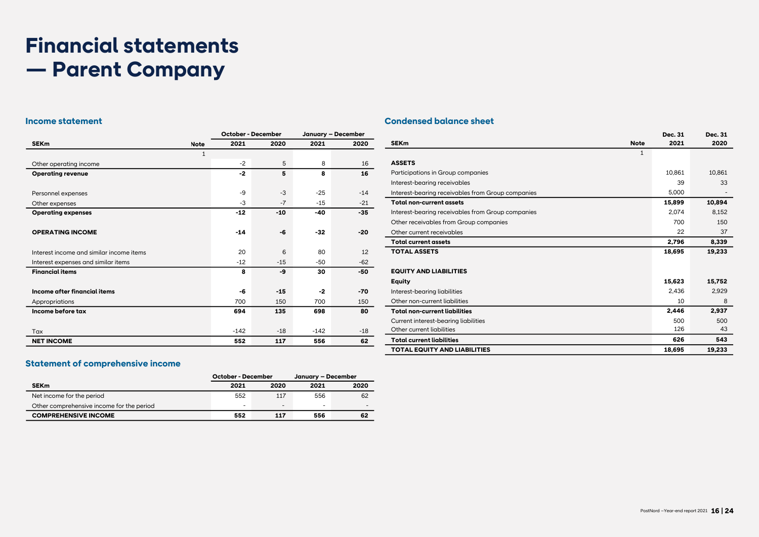# Financial statements — Parent Company

## Income statement

| SEKm | Note | October - December 2021 | October - December 2020 | January – December 2021 | January – December 2020 |
|---|---|---|---|---|---|
| | 1 | | | | |
| Other operating income | | -2 | 5 | 8 | 16 |
| **Operating revenue** | | **-2** | **5** | **8** | **16** |
| | | | | | |
| Personnel expenses | | -9 | -3 | -25 | -14 |
| Other expenses | | -3 | -7 | -15 | -21 |
| **Operating expenses** | | **-12** | **-10** | **-40** | **-35** |
| | | | | | |
| **OPERATING INCOME** | | **-14** | **-6** | **-32** | **-20** |
| | | | | | |
| Interest income and similar income items | | 20 | 6 | 80 | 12 |
| Interest expenses and similar items | | -12 | -15 | -50 | -62 |
| **Financial items** | | **8** | **-9** | **30** | **-50** |
| | | | | | |
| **Income after financial items** | | **-6** | **-15** | **-2** | **-70** |
| Appropriations | | 700 | 150 | 700 | 150 |
| **Income before tax** | | **694** | **135** | **698** | **80** |
| | | | | | |
| Tax | | -142 | -18 | -142 | -18 |
| **NET INCOME** | | **552** | **117** | **556** | **62** |

## Statement of comprehensive income

| SEKm | October - December 2021 | October - December 2020 | January – December 2021 | January – December 2020 |
|---|---|---|---|---|
| Net income for the period | 552 | 117 | 556 | 62 |
| Other comprehensive income for the period | - | - | - | - |
| **COMPREHENSIVE INCOME** | **552** | **117** | **556** | **62** |

## Condensed balance sheet

| SEKm | Note | Dec. 31 2021 | Dec. 31 2020 |
|---|---|---|---|
| | 1 | | |
| **ASSETS** | | | |
| Participations in Group companies | | 10,861 | 10,861 |
| Interest-bearing receivables | | 39 | 33 |
| Interest-bearing receivables from Group companies | | 5,000 | - |
| **Total non-current assets** | | **15,899** | **10,894** |
| Interest-bearing receivables from Group companies | | 2,074 | 8,152 |
| Other receivables from Group companies | | 700 | 150 |
| Other current receivables | | 22 | 37 |
| **Total current assets** | | **2,796** | **8,339** |
| **TOTAL ASSETS** | | **18,695** | **19,233** |
| | | | |
| **EQUITY AND LIABILITIES** | | | |
| **Equity** | | **15,623** | **15,752** |
| Interest-bearing liabilities | | 2,436 | 2,929 |
| Other non-current liabilities | | 10 | 8 |
| **Total non-current liabilities** | | **2,446** | **2,937** |
| Current interest-bearing liabilities | | 500 | 500 |
| Other current liabilities | | 126 | 43 |
| **Total current liabilities** | | **626** | **543** |
| **TOTAL EQUITY AND LIABILITIES** | | **18,695** | **19,233** |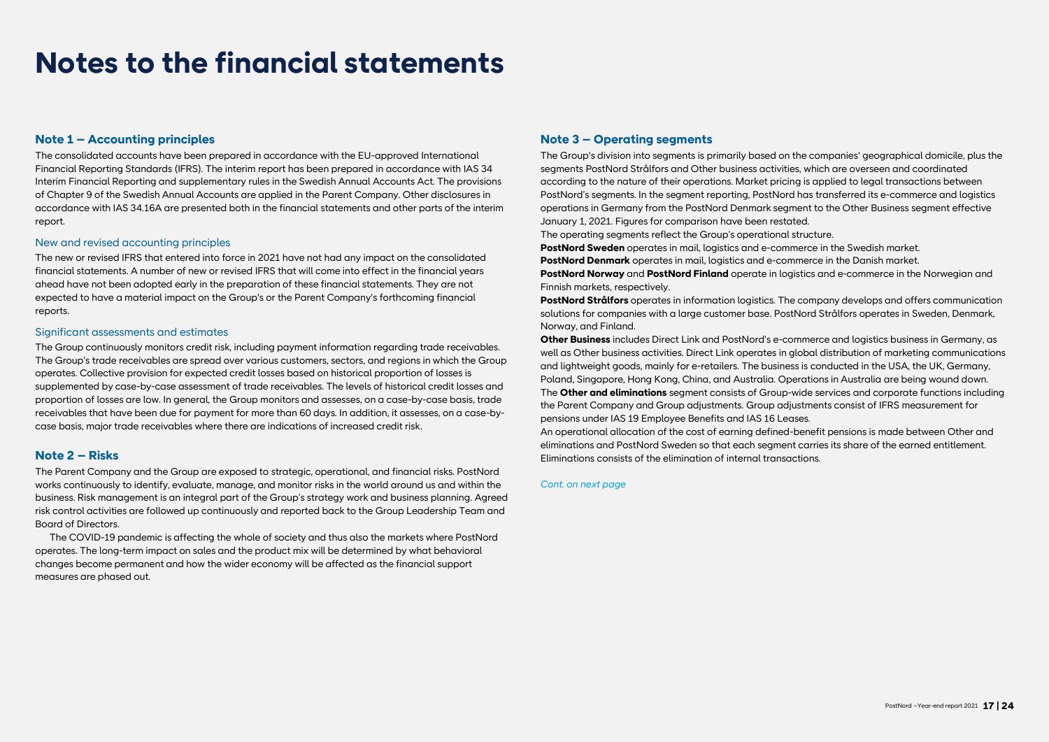# Notes to the financial statements

## Note 1 – Accounting principles

The consolidated accounts have been prepared in accordance with the EU-approved International Financial Reporting Standards (IFRS). The interim report has been prepared in accordance with IAS 34 Interim Financial Reporting and supplementary rules in the Swedish Annual Accounts Act. The provisions of Chapter 9 of the Swedish Annual Accounts are applied in the Parent Company. Other disclosures in accordance with IAS 34.16A are presented both in the financial statements and other parts of the interim report.

### New and revised accounting principles

The new or revised IFRS that entered into force in 2021 have not had any impact on the consolidated financial statements. A number of new or revised IFRS that will come into effect in the financial years ahead have not been adopted early in the preparation of these financial statements. They are not expected to have a material impact on the Group's or the Parent Company's forthcoming financial reports.

### Significant assessments and estimates

The Group continuously monitors credit risk, including payment information regarding trade receivables. The Group's trade receivables are spread over various customers, sectors, and regions in which the Group operates. Collective provision for expected credit losses based on historical proportion of losses is supplemented by case-by-case assessment of trade receivables. The levels of historical credit losses and proportion of losses are low. In general, the Group monitors and assesses, on a case-by-case basis, trade receivables that have been due for payment for more than 60 days. In addition, it assesses, on a case-by-case basis, major trade receivables where there are indications of increased credit risk.

## Note 2 – Risks

The Parent Company and the Group are exposed to strategic, operational, and financial risks. PostNord works continuously to identify, evaluate, manage, and monitor risks in the world around us and within the business. Risk management is an integral part of the Group's strategy work and business planning. Agreed risk control activities are followed up continuously and reported back to the Group Leadership Team and Board of Directors.

The COVID-19 pandemic is affecting the whole of society and thus also the markets where PostNord operates. The long-term impact on sales and the product mix will be determined by what behavioral changes become permanent and how the wider economy will be affected as the financial support measures are phased out.

## Note 3 – Operating segments

The Group's division into segments is primarily based on the companies' geographical domicile, plus the segments PostNord Strålfors and Other business activities, which are overseen and coordinated according to the nature of their operations. Market pricing is applied to legal transactions between PostNord's segments. In the segment reporting, PostNord has transferred its e-commerce and logistics operations in Germany from the PostNord Denmark segment to the Other Business segment effective January 1, 2021. Figures for comparison have been restated.

The operating segments reflect the Group's operational structure.

**PostNord Sweden** operates in mail, logistics and e-commerce in the Swedish market.

**PostNord Denmark** operates in mail, logistics and e-commerce in the Danish market.

**PostNord Norway** and **PostNord Finland** operate in logistics and e-commerce in the Norwegian and Finnish markets, respectively.

**PostNord Strålfors** operates in information logistics. The company develops and offers communication solutions for companies with a large customer base. PostNord Strålfors operates in Sweden, Denmark, Norway, and Finland.

**Other Business** includes Direct Link and PostNord's e-commerce and logistics business in Germany, as well as Other business activities. Direct Link operates in global distribution of marketing communications and lightweight goods, mainly for e-retailers. The business is conducted in the USA, the UK, Germany, Poland, Singapore, Hong Kong, China, and Australia. Operations in Australia are being wound down.

The **Other and eliminations** segment consists of Group-wide services and corporate functions including the Parent Company and Group adjustments. Group adjustments consist of IFRS measurement for pensions under IAS 19 Employee Benefits and IAS 16 Leases.

An operational allocation of the cost of earning defined-benefit pensions is made between Other and eliminations and PostNord Sweden so that each segment carries its share of the earned entitlement.

Eliminations consists of the elimination of internal transactions.

*Cont. on next page*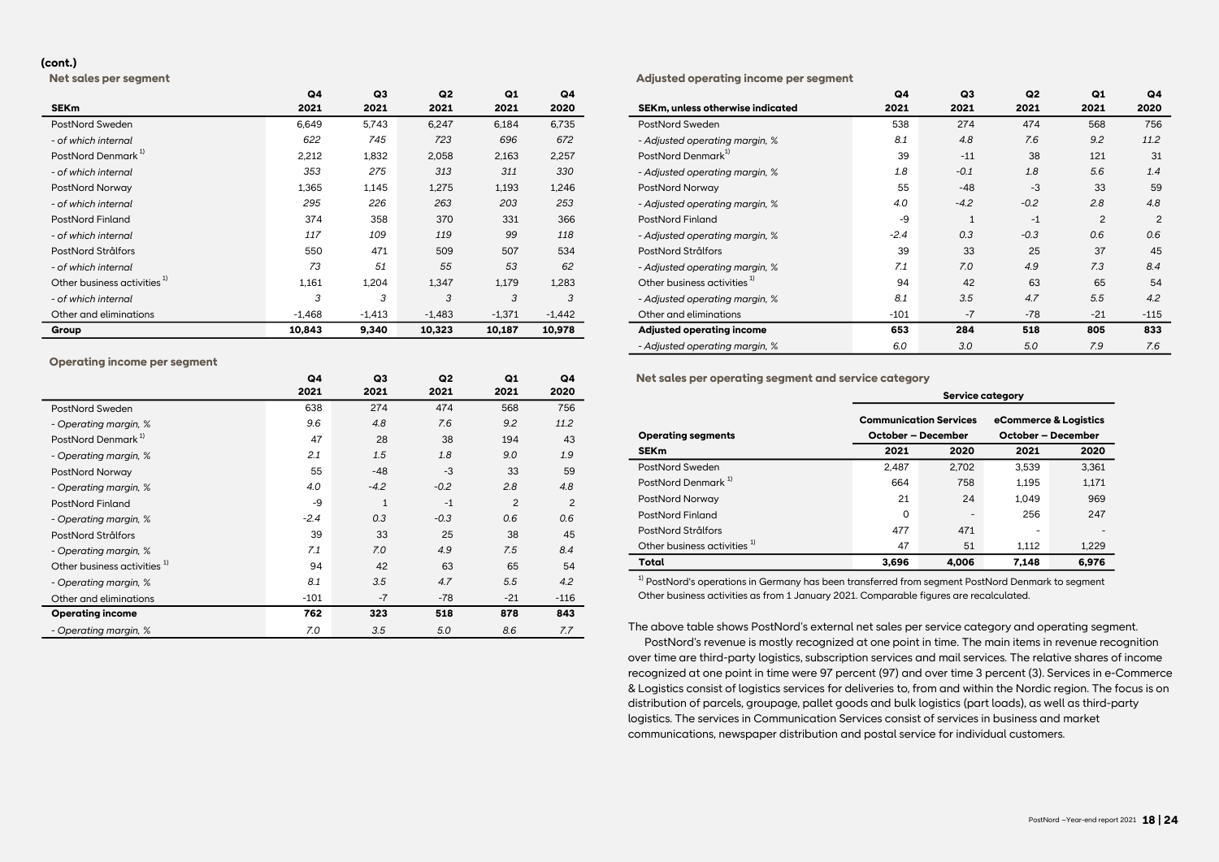**(cont.)**

### Net sales per segment

| SEKm | Q4 2021 | Q3 2021 | Q2 2021 | Q1 2021 | Q4 2020 |
|---|---|---|---|---|---|
| PostNord Sweden | 6,649 | 5,743 | 6,247 | 6,184 | 6,735 |
| *- of which internal* | *622* | *745* | *723* | *696* | *672* |
| PostNord Denmark [1] | 2,212 | 1,832 | 2,058 | 2,163 | 2,257 |
| *- of which internal* | *353* | *275* | *313* | *311* | *330* |
| PostNord Norway | 1,365 | 1,145 | 1,275 | 1,193 | 1,246 |
| *- of which internal* | *295* | *226* | *263* | *203* | *253* |
| PostNord Finland | 374 | 358 | 370 | 331 | 366 |
| *- of which internal* | *117* | *109* | *119* | *99* | *118* |
| PostNord Strålfors | 550 | 471 | 509 | 507 | 534 |
| *- of which internal* | *73* | *51* | *55* | *53* | *62* |
| Other business activities [1] | 1,161 | 1,204 | 1,347 | 1,179 | 1,283 |
| *- of which internal* | *3* | *3* | *3* | *3* | *3* |
| Other and eliminations | -1,468 | -1,413 | -1,483 | -1,371 | -1,442 |
| **Group** | **10,843** | **9,340** | **10,323** | **10,187** | **10,978** |

### Operating income per segment

| | Q4 2021 | Q3 2021 | Q2 2021 | Q1 2021 | Q4 2020 |
|---|---|---|---|---|---|
| PostNord Sweden | 638 | 274 | 474 | 568 | 756 |
| *- Operating margin, %* | *9.6* | *4.8* | *7.6* | *9.2* | *11.2* |
| PostNord Denmark [1] | 47 | 28 | 38 | 194 | 43 |
| *- Operating margin, %* | *2.1* | *1.5* | *1.8* | *9.0* | *1.9* |
| PostNord Norway | 55 | -48 | -3 | 33 | 59 |
| *- Operating margin, %* | *4.0* | *-4.2* | *-0.2* | *2.8* | *4.8* |
| PostNord Finland | -9 | 1 | -1 | 2 | 2 |
| *- Operating margin, %* | *-2.4* | *0.3* | *-0.3* | *0.6* | *0.6* |
| PostNord Strålfors | 39 | 33 | 25 | 38 | 45 |
| *- Operating margin, %* | *7.1* | *7.0* | *4.9* | *7.5* | *8.4* |
| Other business activities [1] | 94 | 42 | 63 | 65 | 54 |
| *- Operating margin, %* | *8.1* | *3.5* | *4.7* | *5.5* | *4.2* |
| Other and eliminations | -101 | -7 | -78 | -21 | -116 |
| **Operating income** | **762** | **323** | **518** | **878** | **843** |
| *- Operating margin, %* | *7.0* | *3.5* | *5.0* | *8.6* | *7.7* |

### Adjusted operating income per segment

| SEKm, unless otherwise indicated | Q4 2021 | Q3 2021 | Q2 2021 | Q1 2021 | Q4 2020 |
|---|---|---|---|---|---|
| PostNord Sweden | 538 | 274 | 474 | 568 | 756 |
| *- Adjusted operating margin, %* | *8.1* | *4.8* | *7.6* | *9.2* | *11.2* |
| PostNord Denmark [1] | 39 | -11 | 38 | 121 | 31 |
| *- Adjusted operating margin, %* | *1.8* | *-0.1* | *1.8* | *5.6* | *1.4* |
| PostNord Norway | 55 | -48 | -3 | 33 | 59 |
| *- Adjusted operating margin, %* | *4.0* | *-4.2* | *-0.2* | *2.8* | *4.8* |
| PostNord Finland | -9 | 1 | -1 | 2 | 2 |
| *- Adjusted operating margin, %* | *-2.4* | *0.3* | *-0.3* | *0.6* | *0.6* |
| PostNord Strålfors | 39 | 33 | 25 | 37 | 45 |
| *- Adjusted operating margin, %* | *7.1* | *7.0* | *4.9* | *7.3* | *8.4* |
| Other business activities [1] | 94 | 42 | 63 | 65 | 54 |
| *- Adjusted operating margin, %* | *8.1* | *3.5* | *4.7* | *5.5* | *4.2* |
| Other and eliminations | -101 | -7 | -78 | -21 | -115 |
| **Adjusted operating income** | **653** | **284** | **518** | **805** | **833** |
| *- Adjusted operating margin, %* | *6.0* | *3.0* | *5.0* | *7.9* | *7.6* |

### Net sales per operating segment and service category

| | **Service category** | | | |
|---|---|---|---|---|
| **Operating segments** | **Communication Services October – December** | | **eCommerce & Logistics October – December** | |
| **SEKm** | **2021** | **2020** | **2021** | **2020** |
| PostNord Sweden | 2,487 | 2,702 | 3,539 | 3,361 |
| PostNord Denmark [1] | 664 | 758 | 1,195 | 1,171 |
| PostNord Norway | 21 | 24 | 1,049 | 969 |
| PostNord Finland | 0 | - | 256 | 247 |
| PostNord Strålfors | 477 | 471 | - | - |
| Other business activities [1] | 47 | 51 | 1,112 | 1,229 |
| **Total** | **3,696** | **4,006** | **7,148** | **6,976** |

[1] PostNord's operations in Germany has been transferred from segment PostNord Denmark to segment Other business activities as from 1 January 2021. Comparable figures are recalculated.

The above table shows PostNord's external net sales per service category and operating segment.

PostNord's revenue is mostly recognized at one point in time. The main items in revenue recognition over time are third-party logistics, subscription services and mail services. The relative shares of income recognized at one point in time were 97 percent (97) and over time 3 percent (3). Services in e-Commerce & Logistics consist of logistics services for deliveries to, from and within the Nordic region. The focus is on distribution of parcels, groupage, pallet goods and bulk logistics (part loads), as well as third-party logistics. The services in Communication Services consist of services in business and market communications, newspaper distribution and postal service for individual customers.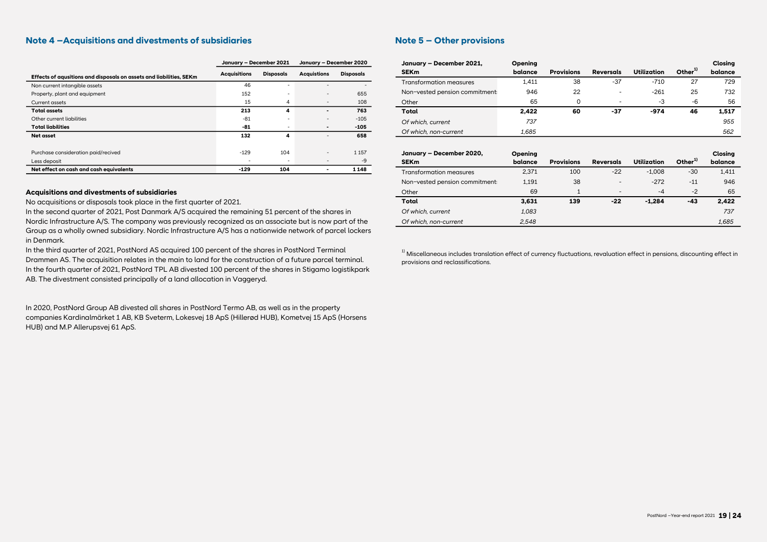## Note 4 –Acquisitions and divestments of subsidiaries

| Effects of aqusitions and disposals on assets and liabilities, SEKm | January – December 2021 | | January – December 2020 | |
|---|---|---|---|---|
| | Acquisitions | Disposals | Acquistions | Disposals |
| Non current intangible assets | 46 | - | - | - |
| Property, plant and equipment | 152 | - | - | 655 |
| Current assets | 15 | 4 | - | 108 |
| **Total assets** | **213** | **4** | **-** | **763** |
| Other current liabilities | -81 | - | - | -105 |
| **Total liabilities** | **-81** | - | **-** | **-105** |
| **Net asset** | **132** | **4** | - | **658** |
| | | | | |
| Purchase consideration paid/recived | -129 | 104 | - | 1 157 |
| Less deposit | - | - | - | -9 |
| **Net effect on cash and cash equivalents** | **-129** | **104** | **-** | **1 148** |

### Acquisitions and divestments of subsidiaries

No acquisitions or disposals took place in the first quarter of 2021.

In the second quarter of 2021, Post Danmark A/S acquired the remaining 51 percent of the shares in Nordic Infrastructure A/S. The company was previously recognized as an associate but is now part of the Group as a wholly owned subsidiary. Nordic Infrastructure A/S has a nationwide network of parcel lockers in Denmark.

In the third quarter of 2021, PostNord AS acquired 100 percent of the shares in PostNord Terminal Drammen AS. The acquisition relates in the main to land for the construction of a future parcel terminal.

In the fourth quarter of 2021, PostNord TPL AB divested 100 percent of the shares in Stigamo logistikpark AB. The divestment consisted principally of a land allocation in Vaggeryd.

In 2020, PostNord Group AB divested all shares in PostNord Termo AB, as well as in the property companies Kardinalmärket 1 AB, KB Sveterm, Lokesvej 18 ApS (Hillerød HUB), Kometvej 15 ApS (Horsens HUB) and M.P Allerupsvej 61 ApS.

## Note 5 – Other provisions

| January – December 2021, SEKm | Opening balance | Provisions | Reversals | Utilization | Other[1] | Closing balance |
|---|---|---|---|---|---|---|
| Transformation measures | 1,411 | 38 | -37 | -710 | 27 | 729 |
| Non-vested pension commitments | 946 | 22 | - | -261 | 25 | 732 |
| Other | 65 | 0 | - | -3 | -6 | 56 |
| **Total** | **2,422** | **60** | **-37** | **-974** | **46** | **1,517** |
| *Of which, current* | *737* | | | | | *955* |
| *Of which, non-current* | *1,685* | | | | | *562* |

| January – December 2020, SEKm | Opening balance | Provisions | Reversals | Utilization | Other[1] | Closing balance |
|---|---|---|---|---|---|---|
| Transformation measures | 2,371 | 100 | -22 | -1,008 | -30 | 1,411 |
| Non-vested pension commitments | 1,191 | 38 | - | -272 | -11 | 946 |
| Other | 69 | 1 | - | -4 | -2 | 65 |
| **Total** | **3,631** | **139** | **-22** | **-1,284** | **-43** | **2,422** |
| *Of which, current* | *1,083* | | | | | *737* |
| *Of which, non-current* | *2,548* | | | | | *1,685* |

[1] Miscellaneous includes translation effect of currency fluctuations, revaluation effect in pensions, discounting effect in provisions and reclassifications.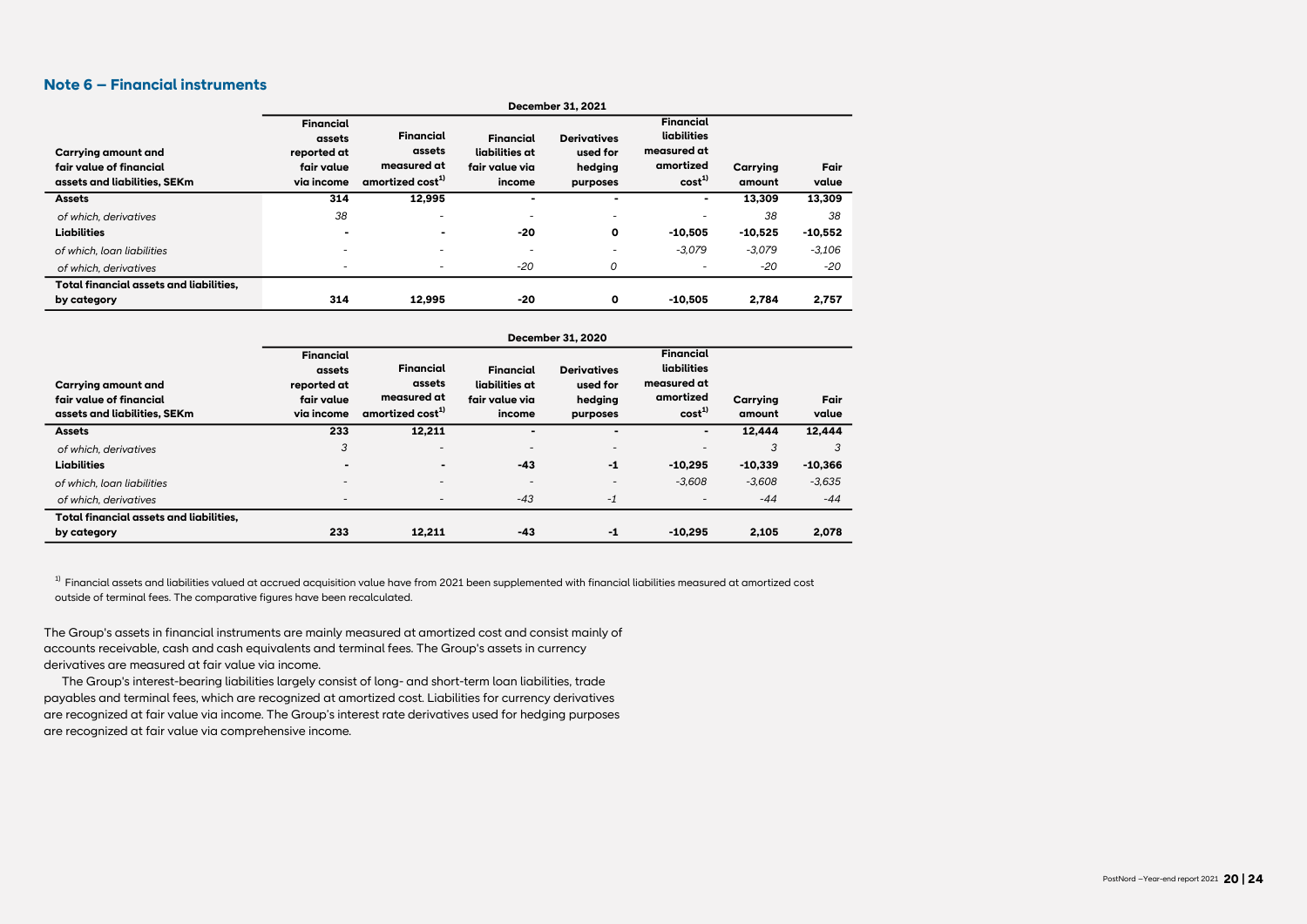## Note 6 – Financial instruments

| Carrying amount and fair value of financial assets and liabilities, SEKm | December 31, 2021 | | | | | | |
|---|---|---|---|---|---|---|---|
| | Financial assets reported at fair value via income | Financial assets measured at amortized cost[1)] | Financial liabilities at fair value via income | Derivatives used for hedging purposes | Financial liabilities measured at amortized cost[1)] | Carrying amount | Fair value |
| **Assets** | **314** | **12,995** | **-** | **-** | **-** | **13,309** | **13,309** |
| *of which, derivatives* | *38* | - | - | - | - | *38* | *38* |
| **Liabilities** | **-** | **-** | **-20** | **0** | **-10,505** | **-10,525** | **-10,552** |
| *of which, loan liabilities* | - | - | - | - | *-3,079* | *-3,079* | *-3,106* |
| *of which, derivatives* | - | - | *-20* | *0* | - | *-20* | *-20* |
| **Total financial assets and liabilities, by category** | **314** | **12,995** | **-20** | **0** | **-10,505** | **2,784** | **2,757** |

| Carrying amount and fair value of financial assets and liabilities, SEKm | December 31, 2020 | | | | | | |
|---|---|---|---|---|---|---|---|
| | Financial assets reported at fair value via income | Financial assets measured at amortized cost[1)] | Financial liabilities at fair value via income | Derivatives used for hedging purposes | Financial liabilities measured at amortized cost[1)] | Carrying amount | Fair value |
| **Assets** | **233** | **12,211** | **-** | **-** | **-** | **12,444** | **12,444** |
| *of which, derivatives* | *3* | - | - | - | - | *3* | *3* |
| **Liabilities** | **-** | **-** | **-43** | **-1** | **-10,295** | **-10,339** | **-10,366** |
| *of which, loan liabilities* | - | - | - | - | *-3,608* | *-3,608* | *-3,635* |
| *of which, derivatives* | - | - | *-43* | *-1* | - | *-44* | *-44* |
| **Total financial assets and liabilities, by category** | **233** | **12,211** | **-43** | **-1** | **-10,295** | **2,105** | **2,078** |

[1)] Financial assets and liabilities valued at accrued acquisition value have from 2021 been supplemented with financial liabilities measured at amortized cost outside of terminal fees. The comparative figures have been recalculated.

The Group's assets in financial instruments are mainly measured at amortized cost and consist mainly of accounts receivable, cash and cash equivalents and terminal fees. The Group's assets in currency derivatives are measured at fair value via income.

The Group's interest-bearing liabilities largely consist of long- and short-term loan liabilities, trade payables and terminal fees, which are recognized at amortized cost. Liabilities for currency derivatives are recognized at fair value via income. The Group's interest rate derivatives used for hedging purposes are recognized at fair value via comprehensive income.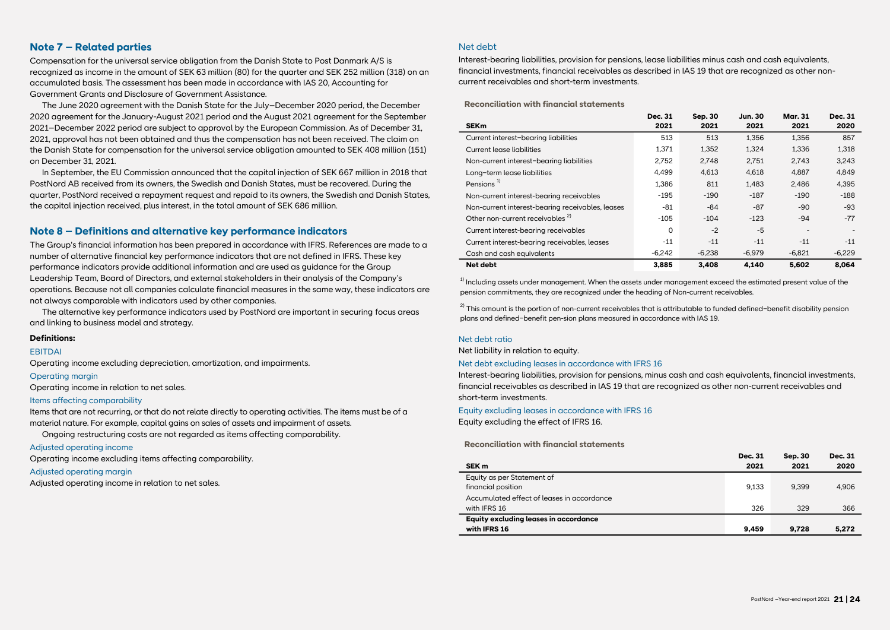## Note 7 – Related parties

Compensation for the universal service obligation from the Danish State to Post Danmark A/S is recognized as income in the amount of SEK 63 million (80) for the quarter and SEK 252 million (318) on an accumulated basis. The assessment has been made in accordance with IAS 20, Accounting for Government Grants and Disclosure of Government Assistance.

The June 2020 agreement with the Danish State for the July–December 2020 period, the December 2020 agreement for the January-August 2021 period and the August 2021 agreement for the September 2021–December 2022 period are subject to approval by the European Commission. As of December 31, 2021, approval has not been obtained and thus the compensation has not been received. The claim on the Danish State for compensation for the universal service obligation amounted to SEK 408 million (151) on December 31, 2021.

In September, the EU Commission announced that the capital injection of SEK 667 million in 2018 that PostNord AB received from its owners, the Swedish and Danish States, must be recovered. During the quarter, PostNord received a repayment request and repaid to its owners, the Swedish and Danish States, the capital injection received, plus interest, in the total amount of SEK 686 million.

## Note 8 – Definitions and alternative key performance indicators

The Group's financial information has been prepared in accordance with IFRS. References are made to a number of alternative financial key performance indicators that are not defined in IFRS. These key performance indicators provide additional information and are used as guidance for the Group Leadership Team, Board of Directors, and external stakeholders in their analysis of the Company's operations. Because not all companies calculate financial measures in the same way, these indicators are not always comparable with indicators used by other companies.

The alternative key performance indicators used by PostNord are important in securing focus areas and linking to business model and strategy.

**Definitions:**

EBITDAI

Operating income excluding depreciation, amortization, and impairments.

Operating margin

Operating income in relation to net sales.

Items affecting comparability

Items that are not recurring, or that do not relate directly to operating activities. The items must be of a material nature. For example, capital gains on sales of assets and impairment of assets.

Ongoing restructuring costs are not regarded as items affecting comparability.

Adjusted operating income

Operating income excluding items affecting comparability.

Adjusted operating margin

Adjusted operating income in relation to net sales.

Net debt

Interest-bearing liabilities, provision for pensions, lease liabilities minus cash and cash equivalents, financial investments, financial receivables as described in IAS 19 that are recognized as other non-current receivables and short-term investments.

**Reconciliation with financial statements**

| SEKm | Dec. 31 2021 | Sep. 30 2021 | Jun. 30 2021 | Mar. 31 2021 | Dec. 31 2020 |
|---|---|---|---|---|---|
| Current interest-bearing liabilities | 513 | 513 | 1,356 | 1,356 | 857 |
| Current lease liabilities | 1,371 | 1,352 | 1,324 | 1,336 | 1,318 |
| Non-current interest-bearing liabilities | 2,752 | 2,748 | 2,751 | 2,743 | 3,243 |
| Long-term lease liabilities | 4,499 | 4,613 | 4,618 | 4,887 | 4,849 |
| Pensions [1] | 1,386 | 811 | 1,483 | 2,486 | 4,395 |
| Non-current interest-bearing receivables | -195 | -190 | -187 | -190 | -188 |
| Non-current interest-bearing receivables, leases | -81 | -84 | -87 | -90 | -93 |
| Other non-current receivables [2] | -105 | -104 | -123 | -94 | -77 |
| Current interest-bearing receivables | 0 | -2 | -5 | - | - |
| Current interest-bearing receivables, leases | -11 | -11 | -11 | -11 | -11 |
| Cash and cash equivalents | -6,242 | -6,238 | -6,979 | -6,821 | -6,229 |
| **Net debt** | **3,885** | **3,408** | **4,140** | **5,602** | **8,064** |

[1] Including assets under management. When the assets under management exceed the estimated present value of the pension commitments, they are recognized under the heading of Non-current receivables.

[2] This amount is the portion of non-current receivables that is attributable to funded defined–benefit disability pension plans and defined–benefit pen-sion plans measured in accordance with IAS 19.

Net debt ratio

Net liability in relation to equity.

Net debt excluding leases in accordance with IFRS 16

Interest-bearing liabilities, provision for pensions, minus cash and cash equivalents, financial investments, financial receivables as described in IAS 19 that are recognized as other non-current receivables and short-term investments.

Equity excluding leases in accordance with IFRS 16

Equity excluding the effect of IFRS 16.

**Reconciliation with financial statements**

| SEK m | Dec. 31 2021 | Sep. 30 2021 | Dec. 31 2020 |
|---|---|---|---|
| Equity as per Statement of financial position | 9,133 | 9,399 | 4,906 |
| Accumulated effect of leases in accordance with IFRS 16 | 326 | 329 | 366 |
| **Equity excluding leases in accordance with IFRS 16** | **9,459** | **9,728** | **5,272** |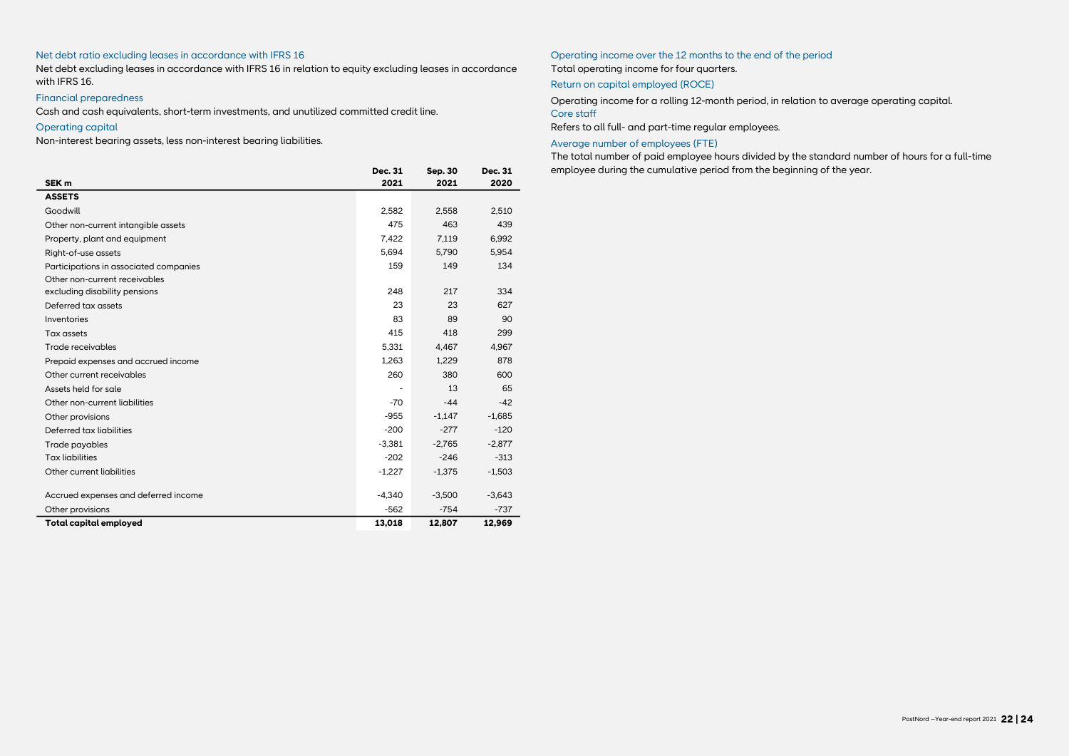### Net debt ratio excluding leases in accordance with IFRS 16

Net debt excluding leases in accordance with IFRS 16 in relation to equity excluding leases in accordance with IFRS 16.

### Financial preparedness

Cash and cash equivalents, short-term investments, and unutilized committed credit line.

### Operating capital

Non-interest bearing assets, less non-interest bearing liabilities.

| SEK m | Dec. 31 2021 | Sep. 30 2021 | Dec. 31 2020 |
|---|---|---|---|
| **ASSETS** | | | |
| Goodwill | 2,582 | 2,558 | 2,510 |
| Other non-current intangible assets | 475 | 463 | 439 |
| Property, plant and equipment | 7,422 | 7,119 | 6,992 |
| Right-of-use assets | 5,694 | 5,790 | 5,954 |
| Participations in associated companies | 159 | 149 | 134 |
| Other non-current receivables excluding disability pensions | 248 | 217 | 334 |
| Deferred tax assets | 23 | 23 | 627 |
| Inventories | 83 | 89 | 90 |
| Tax assets | 415 | 418 | 299 |
| Trade receivables | 5,331 | 4,467 | 4,967 |
| Prepaid expenses and accrued income | 1,263 | 1,229 | 878 |
| Other current receivables | 260 | 380 | 600 |
| Assets held for sale | - | 13 | 65 |
| Other non-current liabilities | -70 | -44 | -42 |
| Other provisions | -955 | -1,147 | -1,685 |
| Deferred tax liabilities | -200 | -277 | -120 |
| Trade payables | -3,381 | -2,765 | -2,877 |
| Tax liabilities | -202 | -246 | -313 |
| Other current liabilities | -1,227 | -1,375 | -1,503 |
| Accrued expenses and deferred income | -4,340 | -3,500 | -3,643 |
| Other provisions | -562 | -754 | -737 |
| **Total capital employed** | **13,018** | **12,807** | **12,969** |

### Operating income over the 12 months to the end of the period

Total operating income for four quarters.

### Return on capital employed (ROCE)

Operating income for a rolling 12-month period, in relation to average operating capital.

### Core staff

Refers to all full- and part-time regular employees.

### Average number of employees (FTE)

The total number of paid employee hours divided by the standard number of hours for a full-time employee during the cumulative period from the beginning of the year.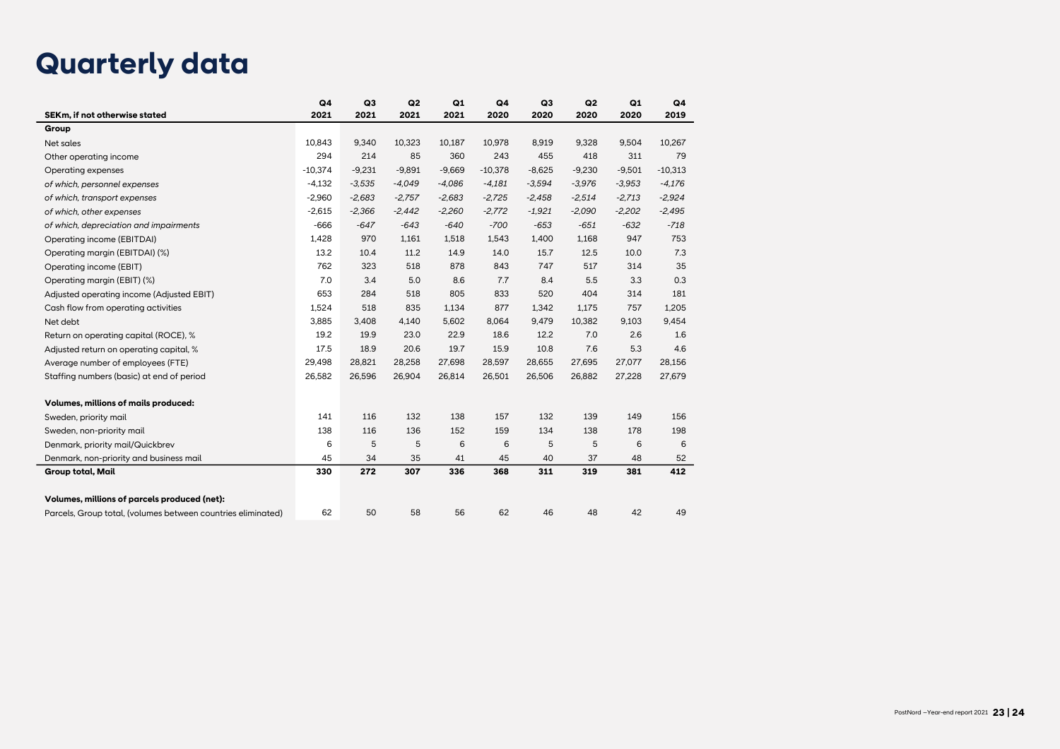# Quarterly data

| SEKm, if not otherwise stated | Q4 2021 | Q3 2021 | Q2 2021 | Q1 2021 | Q4 2020 | Q3 2020 | Q2 2020 | Q1 2020 | Q4 2019 |
|---|---|---|---|---|---|---|---|---|---|
| **Group** | | | | | | | | | |
| Net sales | 10,843 | 9,340 | 10,323 | 10,187 | 10,978 | 8,919 | 9,328 | 9,504 | 10,267 |
| Other operating income | 294 | 214 | 85 | 360 | 243 | 455 | 418 | 311 | 79 |
| Operating expenses | -10,374 | -9,231 | -9,891 | -9,669 | -10,378 | -8,625 | -9,230 | -9,501 | -10,313 |
| *of which, personnel expenses* | *-4,132* | *-3,535* | *-4,049* | *-4,086* | *-4,181* | *-3,594* | *-3,976* | *-3,953* | *-4,176* |
| *of which, transport expenses* | *-2,960* | *-2,683* | *-2,757* | *-2,683* | *-2,725* | *-2,458* | *-2,514* | *-2,713* | *-2,924* |
| *of which, other expenses* | *-2,615* | *-2,366* | *-2,442* | *-2,260* | *-2,772* | *-1,921* | *-2,090* | *-2,202* | *-2,495* |
| *of which, depreciation and impairments* | *-666* | *-647* | *-643* | *-640* | *-700* | *-653* | *-651* | *-632* | *-718* |
| Operating income (EBITDAI) | 1,428 | 970 | 1,161 | 1,518 | 1,543 | 1,400 | 1,168 | 947 | 753 |
| Operating margin (EBITDAI) (%) | 13.2 | 10.4 | 11.2 | 14.9 | 14.0 | 15.7 | 12.5 | 10.0 | 7.3 |
| Operating income (EBIT) | 762 | 323 | 518 | 878 | 843 | 747 | 517 | 314 | 35 |
| Operating margin (EBIT) (%) | 7.0 | 3.4 | 5.0 | 8.6 | 7.7 | 8.4 | 5.5 | 3.3 | 0.3 |
| Adjusted operating income (Adjusted EBIT) | 653 | 284 | 518 | 805 | 833 | 520 | 404 | 314 | 181 |
| Cash flow from operating activities | 1,524 | 518 | 835 | 1,134 | 877 | 1,342 | 1,175 | 757 | 1,205 |
| Net debt | 3,885 | 3,408 | 4,140 | 5,602 | 8,064 | 9,479 | 10,382 | 9,103 | 9,454 |
| Return on operating capital (ROCE), % | 19.2 | 19.9 | 23.0 | 22.9 | 18.6 | 12.2 | 7.0 | 2.6 | 1.6 |
| Adjusted return on operating capital, % | 17.5 | 18.9 | 20.6 | 19.7 | 15.9 | 10.8 | 7.6 | 5.3 | 4.6 |
| Average number of employees (FTE) | 29,498 | 28,821 | 28,258 | 27,698 | 28,597 | 28,655 | 27,695 | 27,077 | 28,156 |
| Staffing numbers (basic) at end of period | 26,582 | 26,596 | 26,904 | 26,814 | 26,501 | 26,506 | 26,882 | 27,228 | 27,679 |
| | | | | | | | | | |
| **Volumes, millions of mails produced:** | | | | | | | | | |
| Sweden, priority mail | 141 | 116 | 132 | 138 | 157 | 132 | 139 | 149 | 156 |
| Sweden, non-priority mail | 138 | 116 | 136 | 152 | 159 | 134 | 138 | 178 | 198 |
| Denmark, priority mail/Quickbrev | 6 | 5 | 5 | 6 | 6 | 5 | 5 | 6 | 6 |
| Denmark, non-priority and business mail | 45 | 34 | 35 | 41 | 45 | 40 | 37 | 48 | 52 |
| **Group total, Mail** | **330** | **272** | **307** | **336** | **368** | **311** | **319** | **381** | **412** |
| | | | | | | | | | |
| **Volumes, millions of parcels produced (net):** | | | | | | | | | |
| Parcels, Group total, (volumes between countries eliminated) | 62 | 50 | 58 | 56 | 62 | 46 | 48 | 42 | 49 |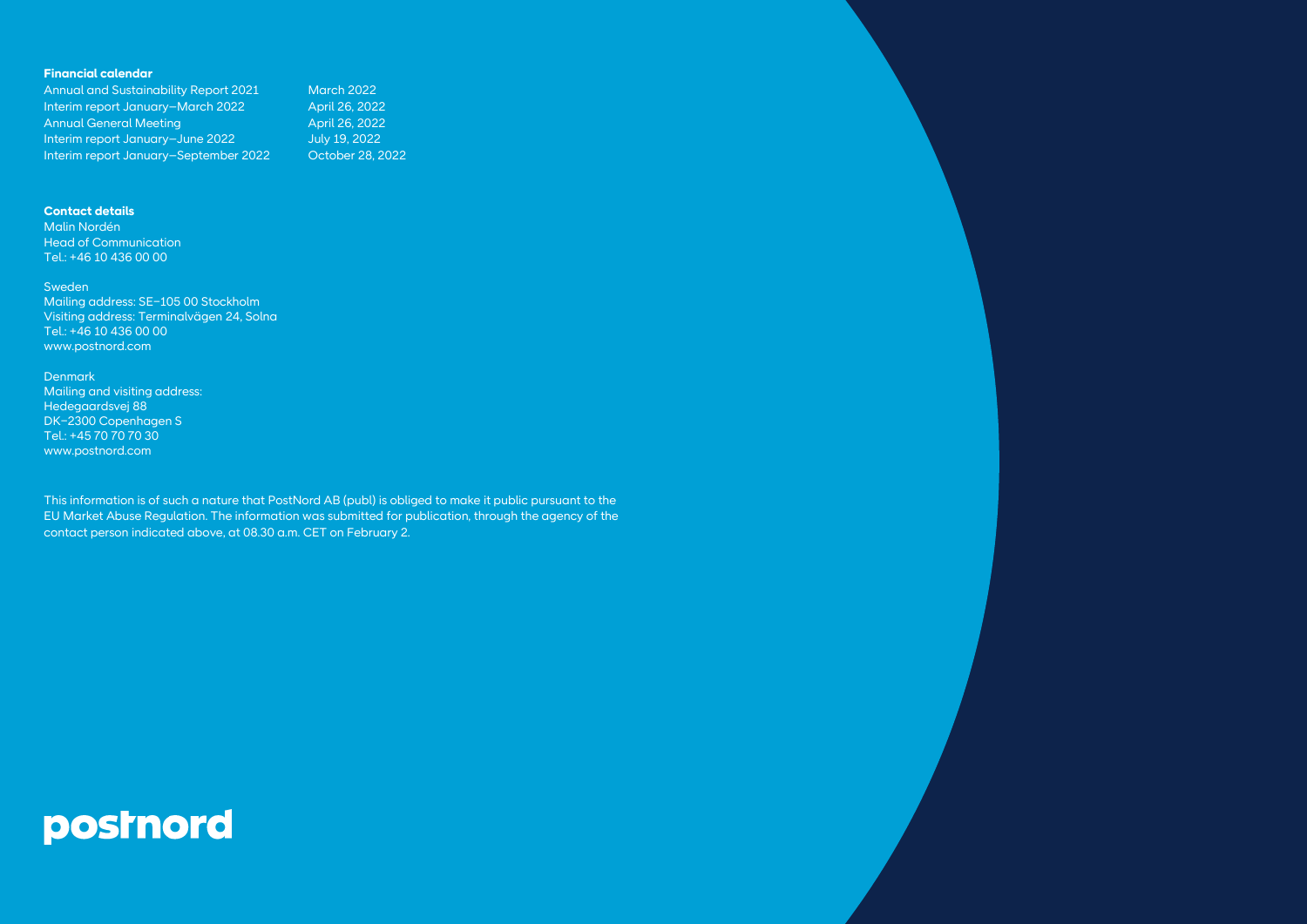**Financial calendar**

| | |
|---|---|
| Annual and Sustainability Report 2021 | March 2022 |
| Interim report January–March 2022 | April 26, 2022 |
| Annual General Meeting | April 26, 2022 |
| Interim report January–June 2022 | July 19, 2022 |
| Interim report January–September 2022 | October 28, 2022 |

**Contact details**

Malin Nordén
Head of Communication
Tel.: +46 10 436 00 00

Sweden
Mailing address: SE-105 00 Stockholm
Visiting address: Terminalvägen 24, Solna
Tel.: +46 10 436 00 00
www.postnord.com

Denmark
Mailing and visiting address:
Hedegaardsvej 88
DK-2300 Copenhagen S
Tel.: +45 70 70 70 30
www.postnord.com

This information is of such a nature that PostNord AB (publ) is obliged to make it public pursuant to the EU Market Abuse Regulation. The information was submitted for publication, through the agency of the contact person indicated above, at 08.30 a.m. CET on February 2.

postnord